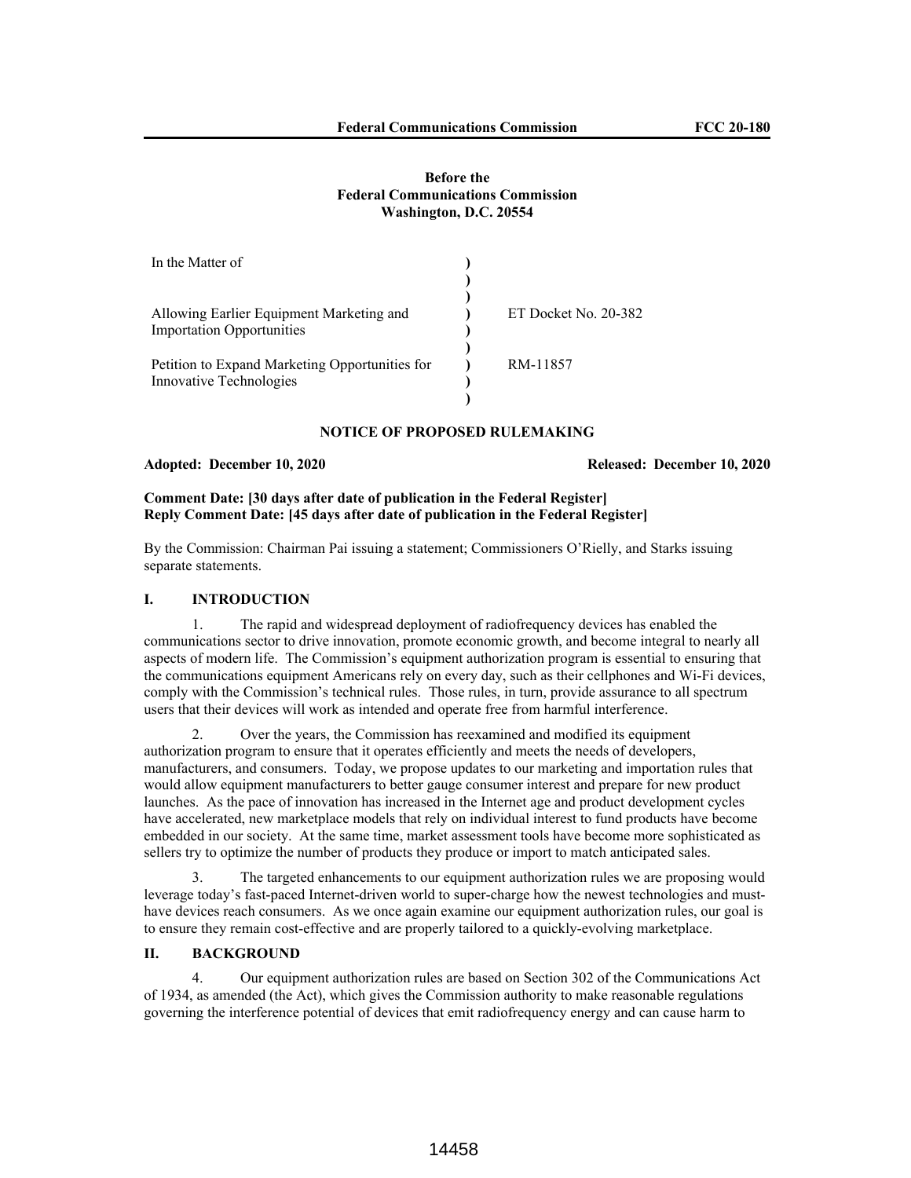**Before the**
**Federal Communications Commission**
**Washington, D.C. 20554**

| In the Matter of | | |
| --- | --- | --- |
| Allowing Earlier Equipment Marketing and Importation Opportunities | ) | ET Docket No. 20-382 |
| Petition to Expand Marketing Opportunities for Innovative Technologies | ) | RM-11857 |

**NOTICE OF PROPOSED RULEMAKING**

**Adopted: December 10, 2020** **Released: December 10, 2020**

**Comment Date: [30 days after date of publication in the Federal Register]**
**Reply Comment Date: [45 days after date of publication in the Federal Register]**

By the Commission: Chairman Pai issuing a statement; Commissioners O'Rielly, and Starks issuing separate statements.

## I. INTRODUCTION

1. The rapid and widespread deployment of radiofrequency devices has enabled the communications sector to drive innovation, promote economic growth, and become integral to nearly all aspects of modern life. The Commission's equipment authorization program is essential to ensuring that the communications equipment Americans rely on every day, such as their cellphones and Wi-Fi devices, comply with the Commission's technical rules. Those rules, in turn, provide assurance to all spectrum users that their devices will work as intended and operate free from harmful interference.

2. Over the years, the Commission has reexamined and modified its equipment authorization program to ensure that it operates efficiently and meets the needs of developers, manufacturers, and consumers. Today, we propose updates to our marketing and importation rules that would allow equipment manufacturers to better gauge consumer interest and prepare for new product launches. As the pace of innovation has increased in the Internet age and product development cycles have accelerated, new marketplace models that rely on individual interest to fund products have become embedded in our society. At the same time, market assessment tools have become more sophisticated as sellers try to optimize the number of products they produce or import to match anticipated sales.

3. The targeted enhancements to our equipment authorization rules we are proposing would leverage today's fast-paced Internet-driven world to super-charge how the newest technologies and must-have devices reach consumers. As we once again examine our equipment authorization rules, our goal is to ensure they remain cost-effective and are properly tailored to a quickly-evolving marketplace.

## II. BACKGROUND

4. Our equipment authorization rules are based on Section 302 of the Communications Act of 1934, as amended (the Act), which gives the Commission authority to make reasonable regulations governing the interference potential of devices that emit radiofrequency energy and can cause harm to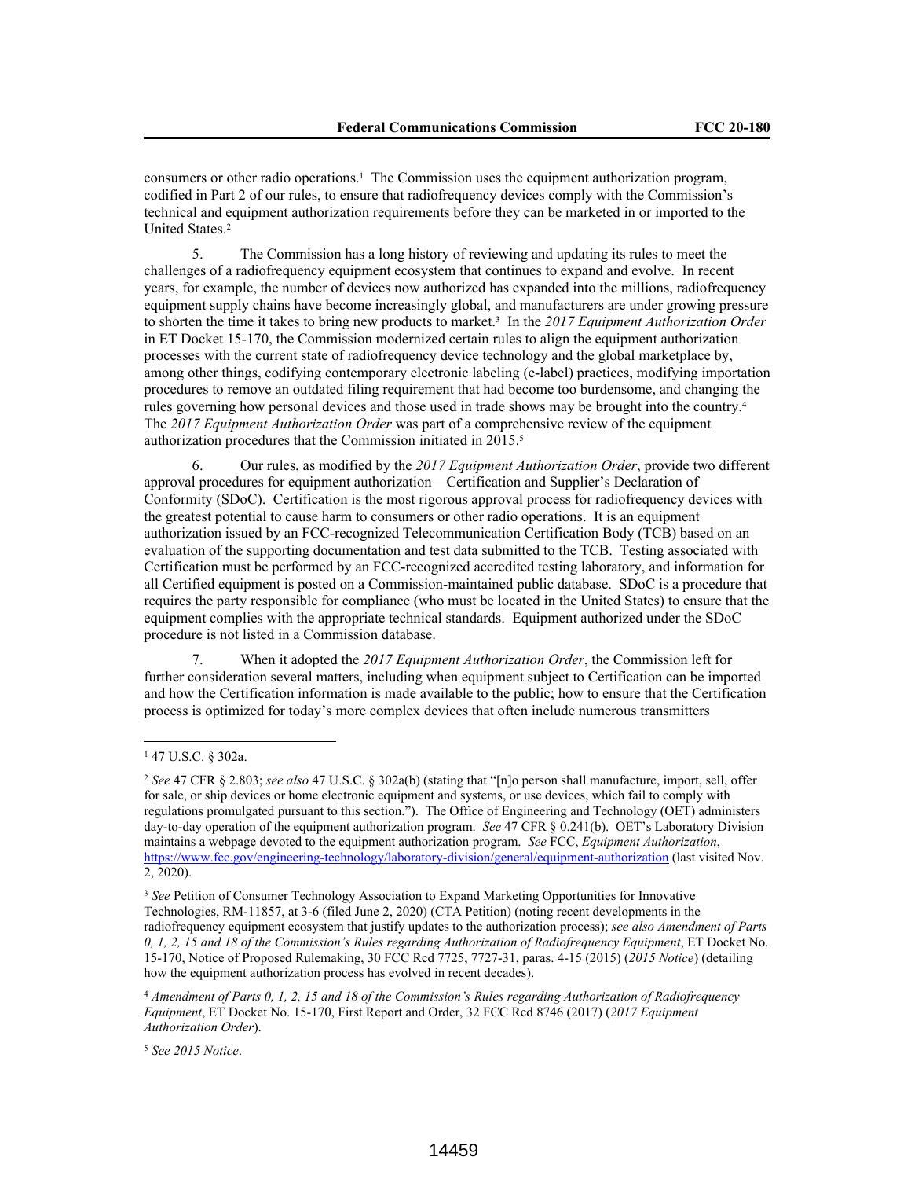consumers or other radio operations.[1] The Commission uses the equipment authorization program, codified in Part 2 of our rules, to ensure that radiofrequency devices comply with the Commission's technical and equipment authorization requirements before they can be marketed in or imported to the United States.[2]

5. The Commission has a long history of reviewing and updating its rules to meet the challenges of a radiofrequency equipment ecosystem that continues to expand and evolve. In recent years, for example, the number of devices now authorized has expanded into the millions, radiofrequency equipment supply chains have become increasingly global, and manufacturers are under growing pressure to shorten the time it takes to bring new products to market.[3] In the *2017 Equipment Authorization Order* in ET Docket 15-170, the Commission modernized certain rules to align the equipment authorization processes with the current state of radiofrequency device technology and the global marketplace by, among other things, codifying contemporary electronic labeling (e-label) practices, modifying importation procedures to remove an outdated filing requirement that had become too burdensome, and changing the rules governing how personal devices and those used in trade shows may be brought into the country.[4] The *2017 Equipment Authorization Order* was part of a comprehensive review of the equipment authorization procedures that the Commission initiated in 2015.[5]

6. Our rules, as modified by the *2017 Equipment Authorization Order*, provide two different approval procedures for equipment authorization—Certification and Supplier's Declaration of Conformity (SDoC). Certification is the most rigorous approval process for radiofrequency devices with the greatest potential to cause harm to consumers or other radio operations. It is an equipment authorization issued by an FCC-recognized Telecommunication Certification Body (TCB) based on an evaluation of the supporting documentation and test data submitted to the TCB. Testing associated with Certification must be performed by an FCC-recognized accredited testing laboratory, and information for all Certified equipment is posted on a Commission-maintained public database. SDoC is a procedure that requires the party responsible for compliance (who must be located in the United States) to ensure that the equipment complies with the appropriate technical standards. Equipment authorized under the SDoC procedure is not listed in a Commission database.

7. When it adopted the *2017 Equipment Authorization Order*, the Commission left for further consideration several matters, including when equipment subject to Certification can be imported and how the Certification information is made available to the public; how to ensure that the Certification process is optimized for today's more complex devices that often include numerous transmitters

---

[1] 47 U.S.C. § 302a.

[2] *See* 47 CFR § 2.803; *see also* 47 U.S.C. § 302a(b) (stating that "[n]o person shall manufacture, import, sell, offer for sale, or ship devices or home electronic equipment and systems, or use devices, which fail to comply with regulations promulgated pursuant to this section."). The Office of Engineering and Technology (OET) administers day-to-day operation of the equipment authorization program. *See* 47 CFR § 0.241(b). OET's Laboratory Division maintains a webpage devoted to the equipment authorization program. *See* FCC, *Equipment Authorization*, https://www.fcc.gov/engineering-technology/laboratory-division/general/equipment-authorization (last visited Nov. 2, 2020).

[3] *See* Petition of Consumer Technology Association to Expand Marketing Opportunities for Innovative Technologies, RM-11857, at 3-6 (filed June 2, 2020) (CTA Petition) (noting recent developments in the radiofrequency equipment ecosystem that justify updates to the authorization process); *see also Amendment of Parts 0, 1, 2, 15 and 18 of the Commission's Rules regarding Authorization of Radiofrequency Equipment*, ET Docket No. 15-170, Notice of Proposed Rulemaking, 30 FCC Rcd 7725, 7727-31, paras. 4-15 (2015) (*2015 Notice*) (detailing how the equipment authorization process has evolved in recent decades).

[4] *Amendment of Parts 0, 1, 2, 15 and 18 of the Commission's Rules regarding Authorization of Radiofrequency Equipment*, ET Docket No. 15-170, First Report and Order, 32 FCC Rcd 8746 (2017) (*2017 Equipment Authorization Order*).

[5] *See 2015 Notice*.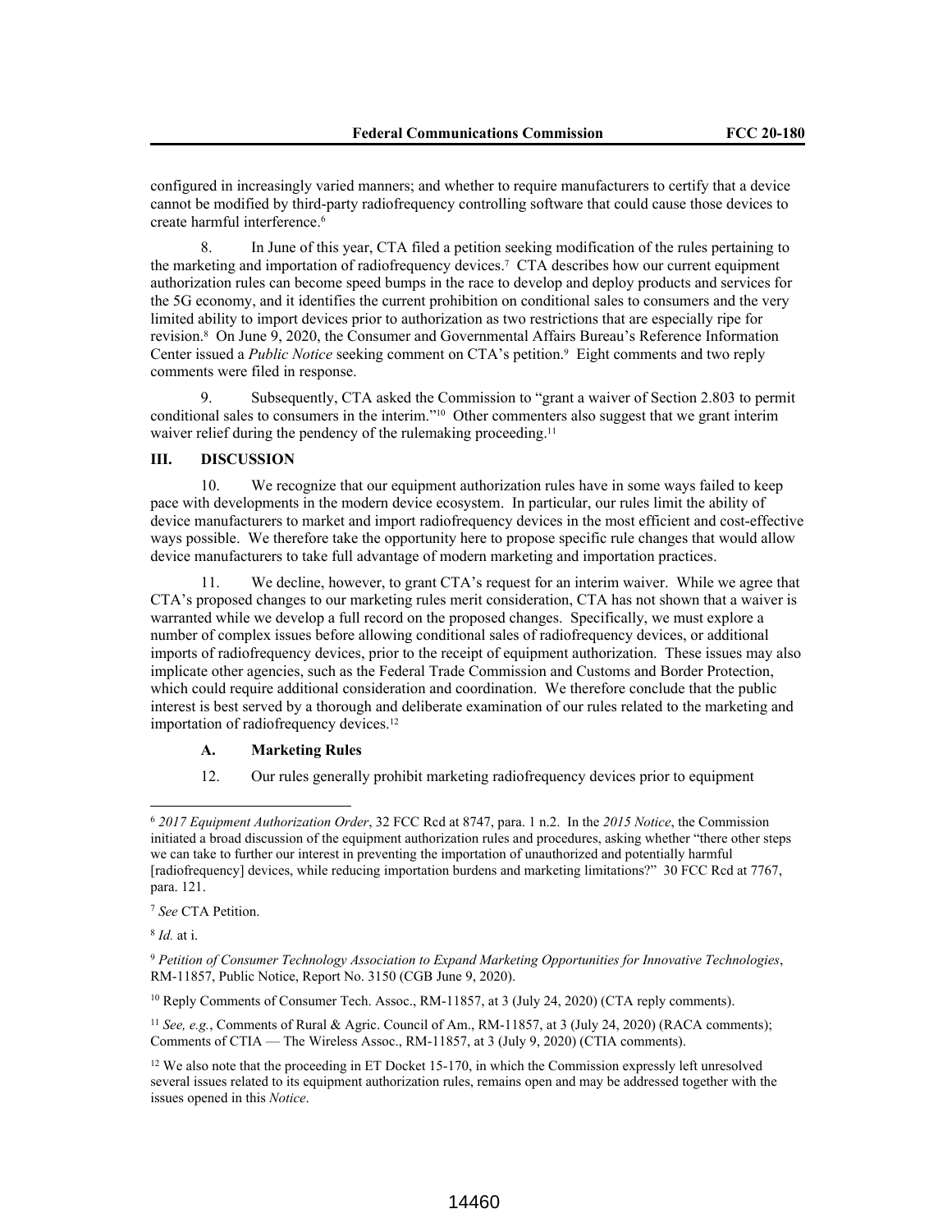configured in increasingly varied manners; and whether to require manufacturers to certify that a device cannot be modified by third-party radiofrequency controlling software that could cause those devices to create harmful interference.[6]

8. In June of this year, CTA filed a petition seeking modification of the rules pertaining to the marketing and importation of radiofrequency devices.[7] CTA describes how our current equipment authorization rules can become speed bumps in the race to develop and deploy products and services for the 5G economy, and it identifies the current prohibition on conditional sales to consumers and the very limited ability to import devices prior to authorization as two restrictions that are especially ripe for revision.[8] On June 9, 2020, the Consumer and Governmental Affairs Bureau's Reference Information Center issued a *Public Notice* seeking comment on CTA's petition.[9] Eight comments and two reply comments were filed in response.

9. Subsequently, CTA asked the Commission to "grant a waiver of Section 2.803 to permit conditional sales to consumers in the interim."[10] Other commenters also suggest that we grant interim waiver relief during the pendency of the rulemaking proceeding.[11]

## III. DISCUSSION

10. We recognize that our equipment authorization rules have in some ways failed to keep pace with developments in the modern device ecosystem. In particular, our rules limit the ability of device manufacturers to market and import radiofrequency devices in the most efficient and cost-effective ways possible. We therefore take the opportunity here to propose specific rule changes that would allow device manufacturers to take full advantage of modern marketing and importation practices.

11. We decline, however, to grant CTA's request for an interim waiver. While we agree that CTA's proposed changes to our marketing rules merit consideration, CTA has not shown that a waiver is warranted while we develop a full record on the proposed changes. Specifically, we must explore a number of complex issues before allowing conditional sales of radiofrequency devices, or additional imports of radiofrequency devices, prior to the receipt of equipment authorization. These issues may also implicate other agencies, such as the Federal Trade Commission and Customs and Border Protection, which could require additional consideration and coordination. We therefore conclude that the public interest is best served by a thorough and deliberate examination of our rules related to the marketing and importation of radiofrequency devices.[12]

### A. Marketing Rules

12. Our rules generally prohibit marketing radiofrequency devices prior to equipment

---

[6] *2017 Equipment Authorization Order*, 32 FCC Rcd at 8747, para. 1 n.2. In the *2015 Notice*, the Commission initiated a broad discussion of the equipment authorization rules and procedures, asking whether "there other steps we can take to further our interest in preventing the importation of unauthorized and potentially harmful [radiofrequency] devices, while reducing importation burdens and marketing limitations?" 30 FCC Rcd at 7767, para. 121.

[7] *See* CTA Petition.

[8] *Id.* at i.

[9] *Petition of Consumer Technology Association to Expand Marketing Opportunities for Innovative Technologies*, RM-11857, Public Notice, Report No. 3150 (CGB June 9, 2020).

[10] Reply Comments of Consumer Tech. Assoc., RM-11857, at 3 (July 24, 2020) (CTA reply comments).

[11] *See, e.g.*, Comments of Rural & Agric. Council of Am., RM-11857, at 3 (July 24, 2020) (RACA comments); Comments of CTIA — The Wireless Assoc., RM-11857, at 3 (July 9, 2020) (CTIA comments).

[12] We also note that the proceeding in ET Docket 15-170, in which the Commission expressly left unresolved several issues related to its equipment authorization rules, remains open and may be addressed together with the issues opened in this *Notice*.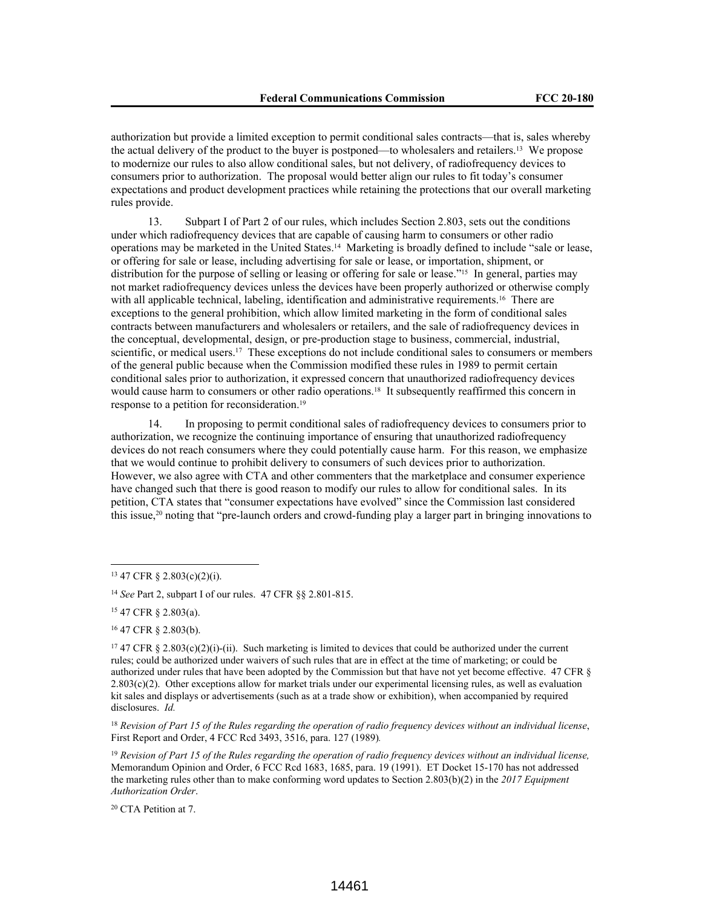authorization but provide a limited exception to permit conditional sales contracts—that is, sales whereby the actual delivery of the product to the buyer is postponed—to wholesalers and retailers.[13] We propose to modernize our rules to also allow conditional sales, but not delivery, of radiofrequency devices to consumers prior to authorization. The proposal would better align our rules to fit today's consumer expectations and product development practices while retaining the protections that our overall marketing rules provide.

13. Subpart I of Part 2 of our rules, which includes Section 2.803, sets out the conditions under which radiofrequency devices that are capable of causing harm to consumers or other radio operations may be marketed in the United States.[14] Marketing is broadly defined to include "sale or lease, or offering for sale or lease, including advertising for sale or lease, or importation, shipment, or distribution for the purpose of selling or leasing or offering for sale or lease."[15] In general, parties may not market radiofrequency devices unless the devices have been properly authorized or otherwise comply with all applicable technical, labeling, identification and administrative requirements.[16] There are exceptions to the general prohibition, which allow limited marketing in the form of conditional sales contracts between manufacturers and wholesalers or retailers, and the sale of radiofrequency devices in the conceptual, developmental, design, or pre-production stage to business, commercial, industrial, scientific, or medical users.[17] These exceptions do not include conditional sales to consumers or members of the general public because when the Commission modified these rules in 1989 to permit certain conditional sales prior to authorization, it expressed concern that unauthorized radiofrequency devices would cause harm to consumers or other radio operations.[18] It subsequently reaffirmed this concern in response to a petition for reconsideration.[19]

14. In proposing to permit conditional sales of radiofrequency devices to consumers prior to authorization, we recognize the continuing importance of ensuring that unauthorized radiofrequency devices do not reach consumers where they could potentially cause harm. For this reason, we emphasize that we would continue to prohibit delivery to consumers of such devices prior to authorization. However, we also agree with CTA and other commenters that the marketplace and consumer experience have changed such that there is good reason to modify our rules to allow for conditional sales. In its petition, CTA states that "consumer expectations have evolved" since the Commission last considered this issue,[20] noting that "pre-launch orders and crowd-funding play a larger part in bringing innovations to

---

[13] 47 CFR § 2.803(c)(2)(i).

[14] *See* Part 2, subpart I of our rules. 47 CFR §§ 2.801-815.

[15] 47 CFR § 2.803(a).

[16] 47 CFR § 2.803(b).

[17] 47 CFR § 2.803(c)(2)(i)-(ii). Such marketing is limited to devices that could be authorized under the current rules; could be authorized under waivers of such rules that are in effect at the time of marketing; or could be authorized under rules that have been adopted by the Commission but that have not yet become effective. 47 CFR § 2.803(c)(2). Other exceptions allow for market trials under our experimental licensing rules, as well as evaluation kit sales and displays or advertisements (such as at a trade show or exhibition), when accompanied by required disclosures. *Id.*

[18] *Revision of Part 15 of the Rules regarding the operation of radio frequency devices without an individual license*, First Report and Order, 4 FCC Rcd 3493, 3516, para. 127 (1989).

[19] *Revision of Part 15 of the Rules regarding the operation of radio frequency devices without an individual license,* Memorandum Opinion and Order, 6 FCC Rcd 1683, 1685, para. 19 (1991). ET Docket 15-170 has not addressed the marketing rules other than to make conforming word updates to Section 2.803(b)(2) in the *2017 Equipment Authorization Order*.

[20] CTA Petition at 7.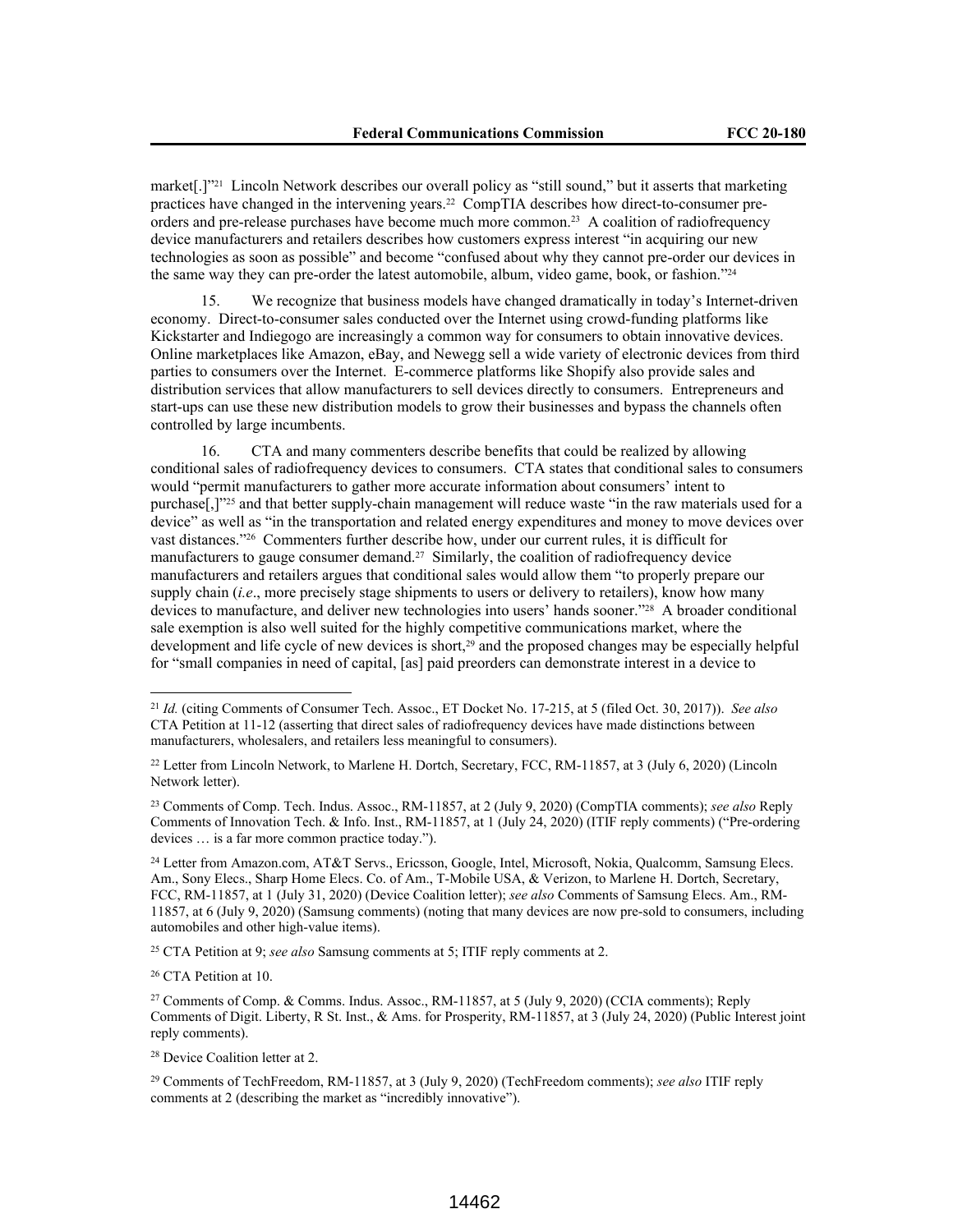market[.]"[21] Lincoln Network describes our overall policy as "still sound," but it asserts that marketing practices have changed in the intervening years.[22] CompTIA describes how direct-to-consumer pre-orders and pre-release purchases have become much more common.[23] A coalition of radiofrequency device manufacturers and retailers describes how customers express interest "in acquiring our new technologies as soon as possible" and become "confused about why they cannot pre-order our devices in the same way they can pre-order the latest automobile, album, video game, book, or fashion."[24]

15. We recognize that business models have changed dramatically in today's Internet-driven economy. Direct-to-consumer sales conducted over the Internet using crowd-funding platforms like Kickstarter and Indiegogo are increasingly a common way for consumers to obtain innovative devices. Online marketplaces like Amazon, eBay, and Newegg sell a wide variety of electronic devices from third parties to consumers over the Internet. E-commerce platforms like Shopify also provide sales and distribution services that allow manufacturers to sell devices directly to consumers. Entrepreneurs and start-ups can use these new distribution models to grow their businesses and bypass the channels often controlled by large incumbents.

16. CTA and many commenters describe benefits that could be realized by allowing conditional sales of radiofrequency devices to consumers. CTA states that conditional sales to consumers would "permit manufacturers to gather more accurate information about consumers' intent to purchase[,]"[25] and that better supply-chain management will reduce waste "in the raw materials used for a device" as well as "in the transportation and related energy expenditures and money to move devices over vast distances."[26] Commenters further describe how, under our current rules, it is difficult for manufacturers to gauge consumer demand.[27] Similarly, the coalition of radiofrequency device manufacturers and retailers argues that conditional sales would allow them "to properly prepare our supply chain (*i.e*., more precisely stage shipments to users or delivery to retailers), know how many devices to manufacture, and deliver new technologies into users' hands sooner."[28] A broader conditional sale exemption is also well suited for the highly competitive communications market, where the development and life cycle of new devices is short,[29] and the proposed changes may be especially helpful for "small companies in need of capital, [as] paid preorders can demonstrate interest in a device to

---

[21] *Id.* (citing Comments of Consumer Tech. Assoc., ET Docket No. 17-215, at 5 (filed Oct. 30, 2017)). *See also* CTA Petition at 11-12 (asserting that direct sales of radiofrequency devices have made distinctions between manufacturers, wholesalers, and retailers less meaningful to consumers).

[22] Letter from Lincoln Network, to Marlene H. Dortch, Secretary, FCC, RM-11857, at 3 (July 6, 2020) (Lincoln Network letter).

[23] Comments of Comp. Tech. Indus. Assoc., RM-11857, at 2 (July 9, 2020) (CompTIA comments); *see also* Reply Comments of Innovation Tech. & Info. Inst., RM-11857, at 1 (July 24, 2020) (ITIF reply comments) ("Pre-ordering devices … is a far more common practice today.").

[24] Letter from Amazon.com, AT&T Servs., Ericsson, Google, Intel, Microsoft, Nokia, Qualcomm, Samsung Elecs. Am., Sony Elecs., Sharp Home Elecs. Co. of Am., T-Mobile USA, & Verizon, to Marlene H. Dortch, Secretary, FCC, RM-11857, at 1 (July 31, 2020) (Device Coalition letter); *see also* Comments of Samsung Elecs. Am., RM-11857, at 6 (July 9, 2020) (Samsung comments) (noting that many devices are now pre-sold to consumers, including automobiles and other high-value items).

[25] CTA Petition at 9; *see also* Samsung comments at 5; ITIF reply comments at 2.

[26] CTA Petition at 10.

[27] Comments of Comp. & Comms. Indus. Assoc., RM-11857, at 5 (July 9, 2020) (CCIA comments); Reply Comments of Digit. Liberty, R St. Inst., & Ams. for Prosperity, RM-11857, at 3 (July 24, 2020) (Public Interest joint reply comments).

[28] Device Coalition letter at 2.

[29] Comments of TechFreedom, RM-11857, at 3 (July 9, 2020) (TechFreedom comments); *see also* ITIF reply comments at 2 (describing the market as "incredibly innovative").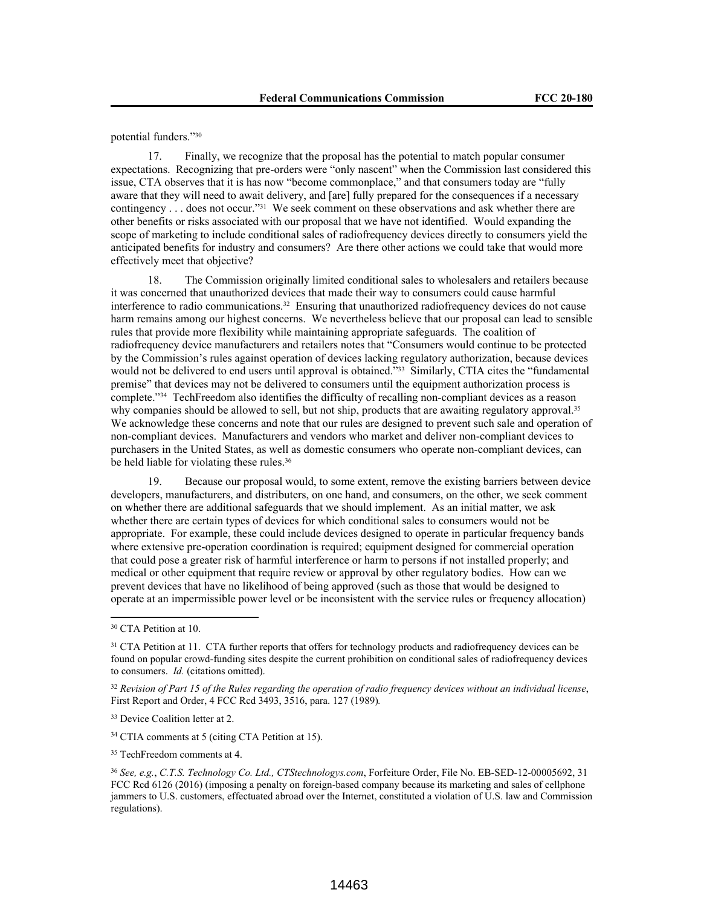potential funders."[30]

17. Finally, we recognize that the proposal has the potential to match popular consumer expectations. Recognizing that pre-orders were "only nascent" when the Commission last considered this issue, CTA observes that it is has now "become commonplace," and that consumers today are "fully aware that they will need to await delivery, and [are] fully prepared for the consequences if a necessary contingency . . . does not occur."[31] We seek comment on these observations and ask whether there are other benefits or risks associated with our proposal that we have not identified. Would expanding the scope of marketing to include conditional sales of radiofrequency devices directly to consumers yield the anticipated benefits for industry and consumers? Are there other actions we could take that would more effectively meet that objective?

18. The Commission originally limited conditional sales to wholesalers and retailers because it was concerned that unauthorized devices that made their way to consumers could cause harmful interference to radio communications.[32] Ensuring that unauthorized radiofrequency devices do not cause harm remains among our highest concerns. We nevertheless believe that our proposal can lead to sensible rules that provide more flexibility while maintaining appropriate safeguards. The coalition of radiofrequency device manufacturers and retailers notes that "Consumers would continue to be protected by the Commission's rules against operation of devices lacking regulatory authorization, because devices would not be delivered to end users until approval is obtained."[33] Similarly, CTIA cites the "fundamental premise" that devices may not be delivered to consumers until the equipment authorization process is complete."[34] TechFreedom also identifies the difficulty of recalling non-compliant devices as a reason why companies should be allowed to sell, but not ship, products that are awaiting regulatory approval.[35] We acknowledge these concerns and note that our rules are designed to prevent such sale and operation of non-compliant devices. Manufacturers and vendors who market and deliver non-compliant devices to purchasers in the United States, as well as domestic consumers who operate non-compliant devices, can be held liable for violating these rules.[36]

19. Because our proposal would, to some extent, remove the existing barriers between device developers, manufacturers, and distributers, on one hand, and consumers, on the other, we seek comment on whether there are additional safeguards that we should implement. As an initial matter, we ask whether there are certain types of devices for which conditional sales to consumers would not be appropriate. For example, these could include devices designed to operate in particular frequency bands where extensive pre-operation coordination is required; equipment designed for commercial operation that could pose a greater risk of harmful interference or harm to persons if not installed properly; and medical or other equipment that require review or approval by other regulatory bodies. How can we prevent devices that have no likelihood of being approved (such as those that would be designed to operate at an impermissible power level or be inconsistent with the service rules or frequency allocation)

---

[30] CTA Petition at 10.

[31] CTA Petition at 11. CTA further reports that offers for technology products and radiofrequency devices can be found on popular crowd-funding sites despite the current prohibition on conditional sales of radiofrequency devices to consumers. *Id.* (citations omitted).

[32] *Revision of Part 15 of the Rules regarding the operation of radio frequency devices without an individual license*, First Report and Order, 4 FCC Rcd 3493, 3516, para. 127 (1989).

[33] Device Coalition letter at 2.

[34] CTIA comments at 5 (citing CTA Petition at 15).

[35] TechFreedom comments at 4.

[36] *See, e.g.*, *C.T.S. Technology Co. Ltd., CTStechnologys.com*, Forfeiture Order, File No. EB-SED-12-00005692, 31 FCC Rcd 6126 (2016) (imposing a penalty on foreign-based company because its marketing and sales of cellphone jammers to U.S. customers, effectuated abroad over the Internet, constituted a violation of U.S. law and Commission regulations).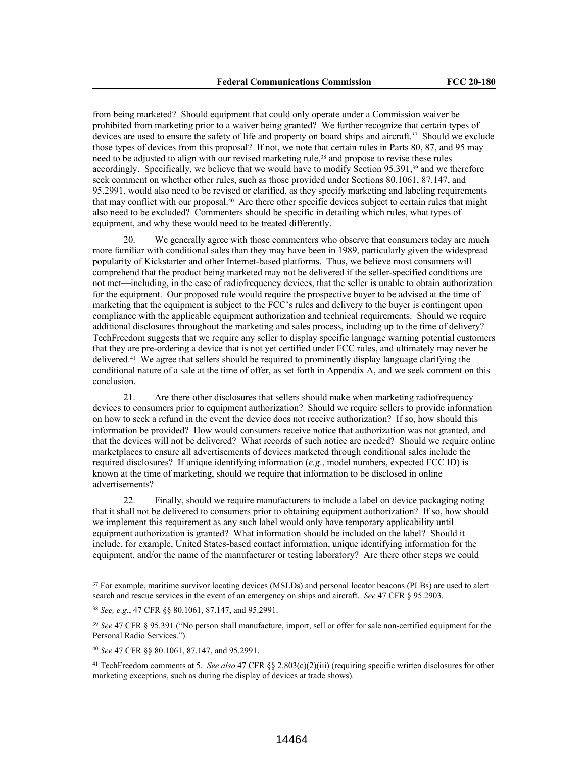from being marketed? Should equipment that could only operate under a Commission waiver be prohibited from marketing prior to a waiver being granted? We further recognize that certain types of devices are used to ensure the safety of life and property on board ships and aircraft.[37] Should we exclude those types of devices from this proposal? If not, we note that certain rules in Parts 80, 87, and 95 may need to be adjusted to align with our revised marketing rule,[38] and propose to revise these rules accordingly. Specifically, we believe that we would have to modify Section 95.391,[39] and we therefore seek comment on whether other rules, such as those provided under Sections 80.1061, 87.147, and 95.2991, would also need to be revised or clarified, as they specify marketing and labeling requirements that may conflict with our proposal.[40] Are there other specific devices subject to certain rules that might also need to be excluded? Commenters should be specific in detailing which rules, what types of equipment, and why these would need to be treated differently.

20. We generally agree with those commenters who observe that consumers today are much more familiar with conditional sales than they may have been in 1989, particularly given the widespread popularity of Kickstarter and other Internet-based platforms. Thus, we believe most consumers will comprehend that the product being marketed may not be delivered if the seller-specified conditions are not met—including, in the case of radiofrequency devices, that the seller is unable to obtain authorization for the equipment. Our proposed rule would require the prospective buyer to be advised at the time of marketing that the equipment is subject to the FCC's rules and delivery to the buyer is contingent upon compliance with the applicable equipment authorization and technical requirements. Should we require additional disclosures throughout the marketing and sales process, including up to the time of delivery? TechFreedom suggests that we require any seller to display specific language warning potential customers that they are pre-ordering a device that is not yet certified under FCC rules, and ultimately may never be delivered.[41] We agree that sellers should be required to prominently display language clarifying the conditional nature of a sale at the time of offer, as set forth in Appendix A, and we seek comment on this conclusion.

21. Are there other disclosures that sellers should make when marketing radiofrequency devices to consumers prior to equipment authorization? Should we require sellers to provide information on how to seek a refund in the event the device does not receive authorization? If so, how should this information be provided? How would consumers receive notice that authorization was not granted, and that the devices will not be delivered? What records of such notice are needed? Should we require online marketplaces to ensure all advertisements of devices marketed through conditional sales include the required disclosures? If unique identifying information (*e.g*., model numbers, expected FCC ID) is known at the time of marketing, should we require that information to be disclosed in online advertisements?

22. Finally, should we require manufacturers to include a label on device packaging noting that it shall not be delivered to consumers prior to obtaining equipment authorization? If so, how should we implement this requirement as any such label would only have temporary applicability until equipment authorization is granted? What information should be included on the label? Should it include, for example, United States-based contact information, unique identifying information for the equipment, and/or the name of the manufacturer or testing laboratory? Are there other steps we could

---

[37] For example, maritime survivor locating devices (MSLDs) and personal locator beacons (PLBs) are used to alert search and rescue services in the event of an emergency on ships and aircraft. *See* 47 CFR § 95.2903.

[38] *See, e.g.*, 47 CFR §§ 80.1061, 87.147, and 95.2991.

[39] *See* 47 CFR § 95.391 ("No person shall manufacture, import, sell or offer for sale non-certified equipment for the Personal Radio Services.").

[40] *See* 47 CFR §§ 80.1061, 87.147, and 95.2991.

[41] TechFreedom comments at 5. *See also* 47 CFR §§ 2.803(c)(2)(iii) (requiring specific written disclosures for other marketing exceptions, such as during the display of devices at trade shows).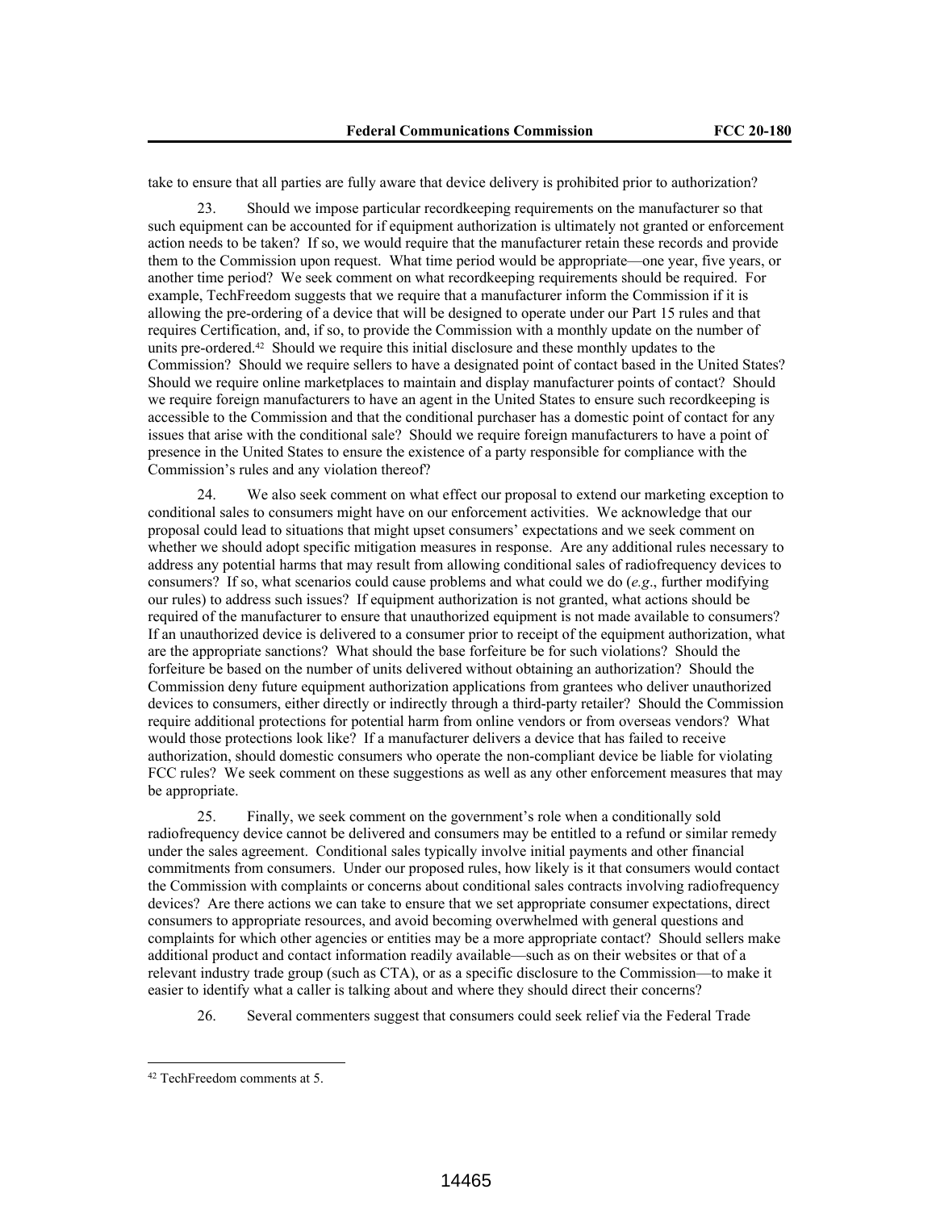take to ensure that all parties are fully aware that device delivery is prohibited prior to authorization?

23. Should we impose particular recordkeeping requirements on the manufacturer so that such equipment can be accounted for if equipment authorization is ultimately not granted or enforcement action needs to be taken? If so, we would require that the manufacturer retain these records and provide them to the Commission upon request. What time period would be appropriate—one year, five years, or another time period? We seek comment on what recordkeeping requirements should be required. For example, TechFreedom suggests that we require that a manufacturer inform the Commission if it is allowing the pre-ordering of a device that will be designed to operate under our Part 15 rules and that requires Certification, and, if so, to provide the Commission with a monthly update on the number of units pre-ordered.[42] Should we require this initial disclosure and these monthly updates to the Commission? Should we require sellers to have a designated point of contact based in the United States? Should we require online marketplaces to maintain and display manufacturer points of contact? Should we require foreign manufacturers to have an agent in the United States to ensure such recordkeeping is accessible to the Commission and that the conditional purchaser has a domestic point of contact for any issues that arise with the conditional sale? Should we require foreign manufacturers to have a point of presence in the United States to ensure the existence of a party responsible for compliance with the Commission's rules and any violation thereof?

24. We also seek comment on what effect our proposal to extend our marketing exception to conditional sales to consumers might have on our enforcement activities. We acknowledge that our proposal could lead to situations that might upset consumers' expectations and we seek comment on whether we should adopt specific mitigation measures in response. Are any additional rules necessary to address any potential harms that may result from allowing conditional sales of radiofrequency devices to consumers? If so, what scenarios could cause problems and what could we do (*e.g*., further modifying our rules) to address such issues? If equipment authorization is not granted, what actions should be required of the manufacturer to ensure that unauthorized equipment is not made available to consumers? If an unauthorized device is delivered to a consumer prior to receipt of the equipment authorization, what are the appropriate sanctions? What should the base forfeiture be for such violations? Should the forfeiture be based on the number of units delivered without obtaining an authorization? Should the Commission deny future equipment authorization applications from grantees who deliver unauthorized devices to consumers, either directly or indirectly through a third-party retailer? Should the Commission require additional protections for potential harm from online vendors or from overseas vendors? What would those protections look like? If a manufacturer delivers a device that has failed to receive authorization, should domestic consumers who operate the non-compliant device be liable for violating FCC rules? We seek comment on these suggestions as well as any other enforcement measures that may be appropriate.

25. Finally, we seek comment on the government's role when a conditionally sold radiofrequency device cannot be delivered and consumers may be entitled to a refund or similar remedy under the sales agreement. Conditional sales typically involve initial payments and other financial commitments from consumers. Under our proposed rules, how likely is it that consumers would contact the Commission with complaints or concerns about conditional sales contracts involving radiofrequency devices? Are there actions we can take to ensure that we set appropriate consumer expectations, direct consumers to appropriate resources, and avoid becoming overwhelmed with general questions and complaints for which other agencies or entities may be a more appropriate contact? Should sellers make additional product and contact information readily available—such as on their websites or that of a relevant industry trade group (such as CTA), or as a specific disclosure to the Commission—to make it easier to identify what a caller is talking about and where they should direct their concerns?

26. Several commenters suggest that consumers could seek relief via the Federal Trade

---

[42] TechFreedom comments at 5.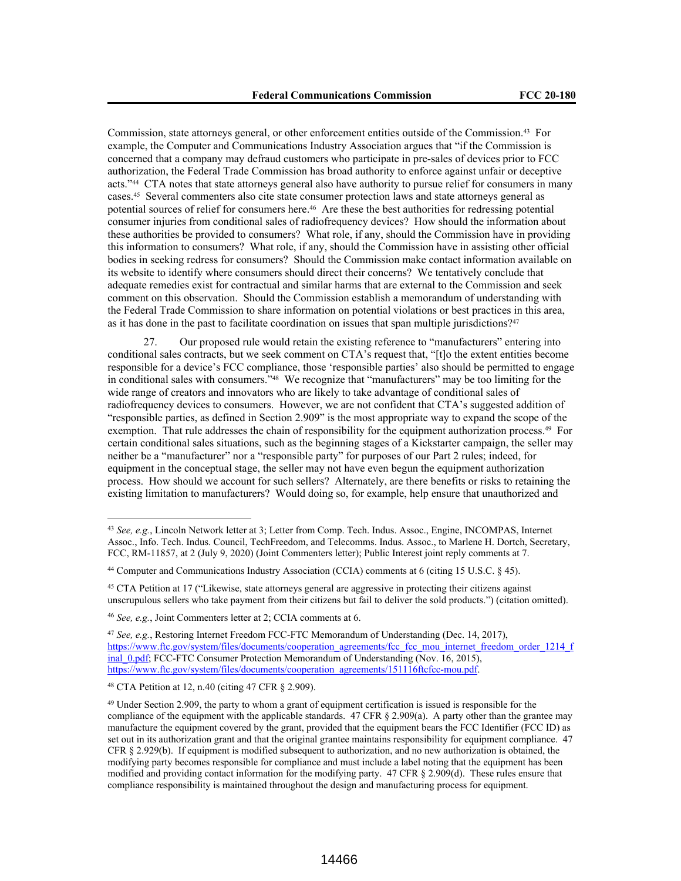Commission, state attorneys general, or other enforcement entities outside of the Commission.[43] For example, the Computer and Communications Industry Association argues that "if the Commission is concerned that a company may defraud customers who participate in pre-sales of devices prior to FCC authorization, the Federal Trade Commission has broad authority to enforce against unfair or deceptive acts."[44] CTA notes that state attorneys general also have authority to pursue relief for consumers in many cases.[45] Several commenters also cite state consumer protection laws and state attorneys general as potential sources of relief for consumers here.[46] Are these the best authorities for redressing potential consumer injuries from conditional sales of radiofrequency devices? How should the information about these authorities be provided to consumers? What role, if any, should the Commission have in providing this information to consumers? What role, if any, should the Commission have in assisting other official bodies in seeking redress for consumers? Should the Commission make contact information available on its website to identify where consumers should direct their concerns? We tentatively conclude that adequate remedies exist for contractual and similar harms that are external to the Commission and seek comment on this observation. Should the Commission establish a memorandum of understanding with the Federal Trade Commission to share information on potential violations or best practices in this area, as it has done in the past to facilitate coordination on issues that span multiple jurisdictions?[47]

27. Our proposed rule would retain the existing reference to "manufacturers" entering into conditional sales contracts, but we seek comment on CTA's request that, "[t]o the extent entities become responsible for a device's FCC compliance, those 'responsible parties' also should be permitted to engage in conditional sales with consumers."[48] We recognize that "manufacturers" may be too limiting for the wide range of creators and innovators who are likely to take advantage of conditional sales of radiofrequency devices to consumers. However, we are not confident that CTA's suggested addition of "responsible parties, as defined in Section 2.909" is the most appropriate way to expand the scope of the exemption. That rule addresses the chain of responsibility for the equipment authorization process.[49] For certain conditional sales situations, such as the beginning stages of a Kickstarter campaign, the seller may neither be a "manufacturer" nor a "responsible party" for purposes of our Part 2 rules; indeed, for equipment in the conceptual stage, the seller may not have even begun the equipment authorization process. How should we account for such sellers? Alternately, are there benefits or risks to retaining the existing limitation to manufacturers? Would doing so, for example, help ensure that unauthorized and

---

[43] *See, e.g.*, Lincoln Network letter at 3; Letter from Comp. Tech. Indus. Assoc., Engine, INCOMPAS, Internet Assoc., Info. Tech. Indus. Council, TechFreedom, and Telecomms. Indus. Assoc., to Marlene H. Dortch, Secretary, FCC, RM-11857, at 2 (July 9, 2020) (Joint Commenters letter); Public Interest joint reply comments at 7.

[44] Computer and Communications Industry Association (CCIA) comments at 6 (citing 15 U.S.C. § 45).

[45] CTA Petition at 17 ("Likewise, state attorneys general are aggressive in protecting their citizens against unscrupulous sellers who take payment from their citizens but fail to deliver the sold products.") (citation omitted).

[46] *See, e.g.*, Joint Commenters letter at 2; CCIA comments at 6.

[47] *See, e.g.*, Restoring Internet Freedom FCC-FTC Memorandum of Understanding (Dec. 14, 2017), https://www.ftc.gov/system/files/documents/cooperation_agreements/fcc_fcc_mou_internet_freedom_order_1214_final_0.pdf; FCC-FTC Consumer Protection Memorandum of Understanding (Nov. 16, 2015), https://www.ftc.gov/system/files/documents/cooperation_agreements/151116ftcfcc-mou.pdf.

[48] CTA Petition at 12, n.40 (citing 47 CFR § 2.909).

[49] Under Section 2.909, the party to whom a grant of equipment certification is issued is responsible for the compliance of the equipment with the applicable standards. 47 CFR § 2.909(a). A party other than the grantee may manufacture the equipment covered by the grant, provided that the equipment bears the FCC Identifier (FCC ID) as set out in its authorization grant and that the original grantee maintains responsibility for equipment compliance. 47 CFR § 2.929(b). If equipment is modified subsequent to authorization, and no new authorization is obtained, the modifying party becomes responsible for compliance and must include a label noting that the equipment has been modified and providing contact information for the modifying party. 47 CFR § 2.909(d). These rules ensure that compliance responsibility is maintained throughout the design and manufacturing process for equipment.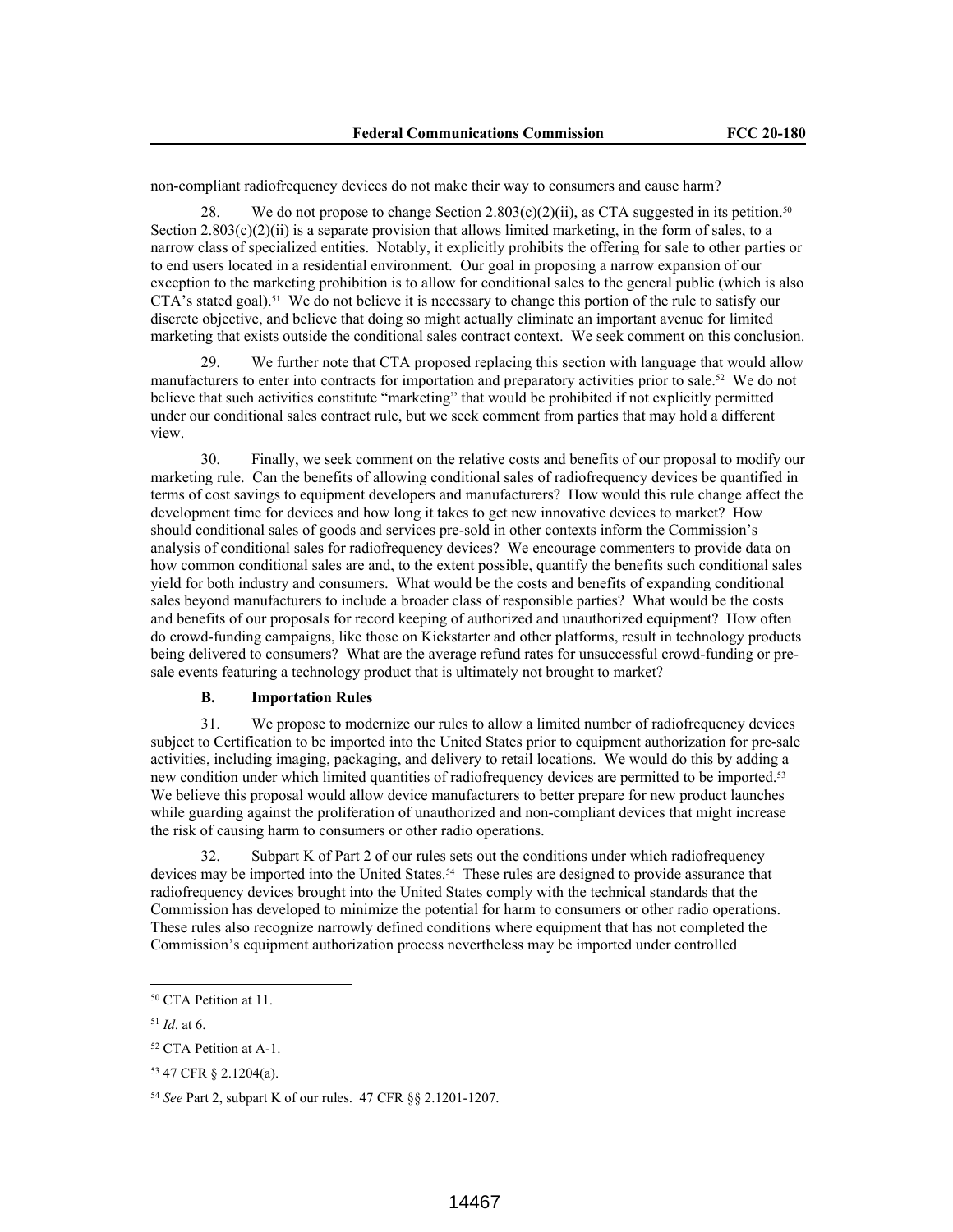non-compliant radiofrequency devices do not make their way to consumers and cause harm?

28. We do not propose to change Section 2.803(c)(2)(ii), as CTA suggested in its petition.[50] Section 2.803(c)(2)(ii) is a separate provision that allows limited marketing, in the form of sales, to a narrow class of specialized entities. Notably, it explicitly prohibits the offering for sale to other parties or to end users located in a residential environment. Our goal in proposing a narrow expansion of our exception to the marketing prohibition is to allow for conditional sales to the general public (which is also CTA's stated goal).[51] We do not believe it is necessary to change this portion of the rule to satisfy our discrete objective, and believe that doing so might actually eliminate an important avenue for limited marketing that exists outside the conditional sales contract context. We seek comment on this conclusion.

29. We further note that CTA proposed replacing this section with language that would allow manufacturers to enter into contracts for importation and preparatory activities prior to sale.[52] We do not believe that such activities constitute "marketing" that would be prohibited if not explicitly permitted under our conditional sales contract rule, but we seek comment from parties that may hold a different view.

30. Finally, we seek comment on the relative costs and benefits of our proposal to modify our marketing rule. Can the benefits of allowing conditional sales of radiofrequency devices be quantified in terms of cost savings to equipment developers and manufacturers? How would this rule change affect the development time for devices and how long it takes to get new innovative devices to market? How should conditional sales of goods and services pre-sold in other contexts inform the Commission's analysis of conditional sales for radiofrequency devices? We encourage commenters to provide data on how common conditional sales are and, to the extent possible, quantify the benefits such conditional sales yield for both industry and consumers. What would be the costs and benefits of expanding conditional sales beyond manufacturers to include a broader class of responsible parties? What would be the costs and benefits of our proposals for record keeping of authorized and unauthorized equipment? How often do crowd-funding campaigns, like those on Kickstarter and other platforms, result in technology products being delivered to consumers? What are the average refund rates for unsuccessful crowd-funding or pre-sale events featuring a technology product that is ultimately not brought to market?

### B. Importation Rules

31. We propose to modernize our rules to allow a limited number of radiofrequency devices subject to Certification to be imported into the United States prior to equipment authorization for pre-sale activities, including imaging, packaging, and delivery to retail locations. We would do this by adding a new condition under which limited quantities of radiofrequency devices are permitted to be imported.[53] We believe this proposal would allow device manufacturers to better prepare for new product launches while guarding against the proliferation of unauthorized and non-compliant devices that might increase the risk of causing harm to consumers or other radio operations.

32. Subpart K of Part 2 of our rules sets out the conditions under which radiofrequency devices may be imported into the United States.[54] These rules are designed to provide assurance that radiofrequency devices brought into the United States comply with the technical standards that the Commission has developed to minimize the potential for harm to consumers or other radio operations. These rules also recognize narrowly defined conditions where equipment that has not completed the Commission's equipment authorization process nevertheless may be imported under controlled

---

[50] CTA Petition at 11.

[51] *Id*. at 6.

[52] CTA Petition at A-1.

[53] 47 CFR § 2.1204(a).

[54] *See* Part 2, subpart K of our rules. 47 CFR §§ 2.1201-1207.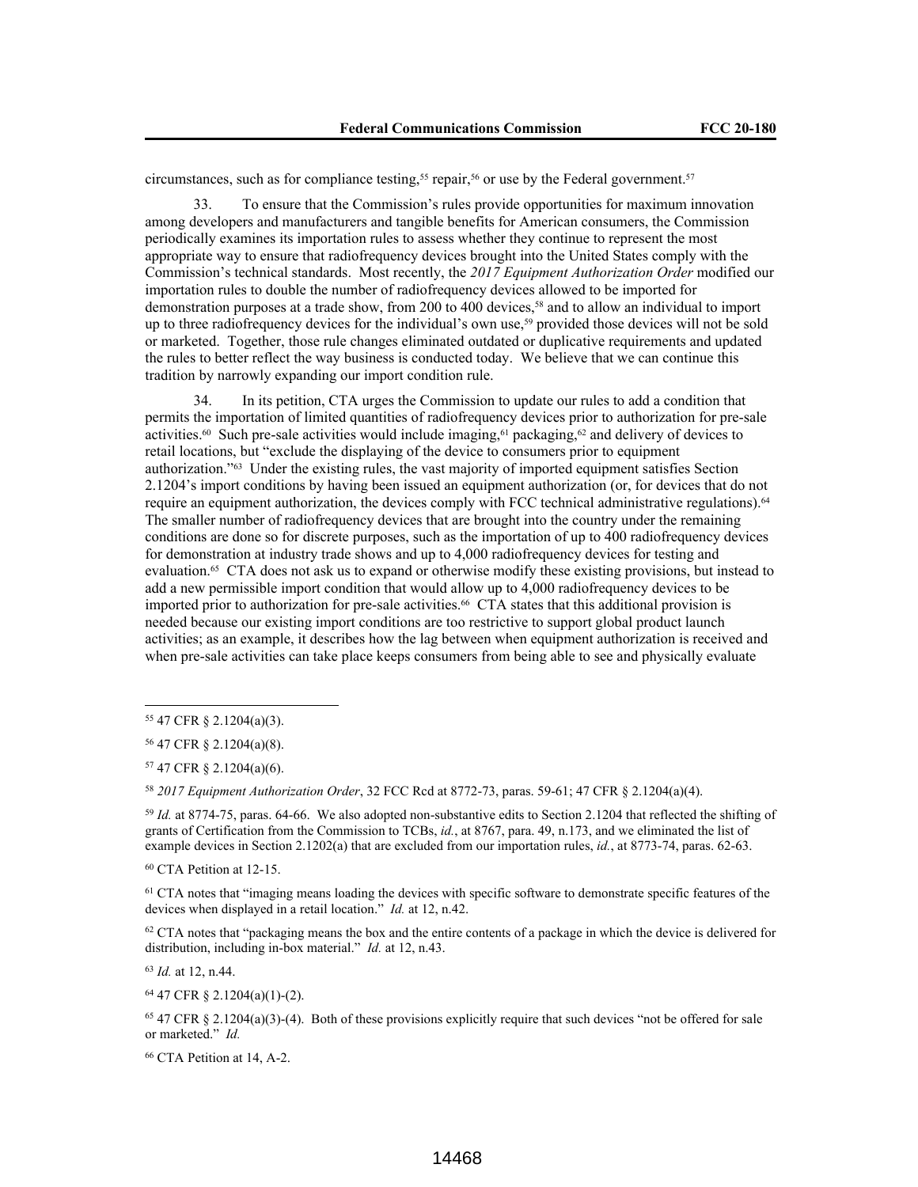circumstances, such as for compliance testing,[55] repair,[56] or use by the Federal government.[57]

33. To ensure that the Commission's rules provide opportunities for maximum innovation among developers and manufacturers and tangible benefits for American consumers, the Commission periodically examines its importation rules to assess whether they continue to represent the most appropriate way to ensure that radiofrequency devices brought into the United States comply with the Commission's technical standards. Most recently, the *2017 Equipment Authorization Order* modified our importation rules to double the number of radiofrequency devices allowed to be imported for demonstration purposes at a trade show, from 200 to 400 devices,[58] and to allow an individual to import up to three radiofrequency devices for the individual's own use,[59] provided those devices will not be sold or marketed. Together, those rule changes eliminated outdated or duplicative requirements and updated the rules to better reflect the way business is conducted today. We believe that we can continue this tradition by narrowly expanding our import condition rule.

34. In its petition, CTA urges the Commission to update our rules to add a condition that permits the importation of limited quantities of radiofrequency devices prior to authorization for pre-sale activities.[60] Such pre-sale activities would include imaging,[61] packaging,[62] and delivery of devices to retail locations, but "exclude the displaying of the device to consumers prior to equipment authorization."[63] Under the existing rules, the vast majority of imported equipment satisfies Section 2.1204's import conditions by having been issued an equipment authorization (or, for devices that do not require an equipment authorization, the devices comply with FCC technical administrative regulations).[64] The smaller number of radiofrequency devices that are brought into the country under the remaining conditions are done so for discrete purposes, such as the importation of up to 400 radiofrequency devices for demonstration at industry trade shows and up to 4,000 radiofrequency devices for testing and evaluation.[65] CTA does not ask us to expand or otherwise modify these existing provisions, but instead to add a new permissible import condition that would allow up to 4,000 radiofrequency devices to be imported prior to authorization for pre-sale activities.[66] CTA states that this additional provision is needed because our existing import conditions are too restrictive to support global product launch activities; as an example, it describes how the lag between when equipment authorization is received and when pre-sale activities can take place keeps consumers from being able to see and physically evaluate

---

[55] 47 CFR § 2.1204(a)(3).

[56] 47 CFR § 2.1204(a)(8).

[57] 47 CFR § 2.1204(a)(6).

[58] *2017 Equipment Authorization Order*, 32 FCC Rcd at 8772-73, paras. 59-61; 47 CFR § 2.1204(a)(4).

[59] *Id.* at 8774-75, paras. 64-66. We also adopted non-substantive edits to Section 2.1204 that reflected the shifting of grants of Certification from the Commission to TCBs, *id.*, at 8767, para. 49, n.173, and we eliminated the list of example devices in Section 2.1202(a) that are excluded from our importation rules, *id.*, at 8773-74, paras. 62-63.

[60] CTA Petition at 12-15.

[61] CTA notes that "imaging means loading the devices with specific software to demonstrate specific features of the devices when displayed in a retail location." *Id.* at 12, n.42.

[62] CTA notes that "packaging means the box and the entire contents of a package in which the device is delivered for distribution, including in-box material." *Id.* at 12, n.43.

[63] *Id.* at 12, n.44.

[64] 47 CFR § 2.1204(a)(1)-(2).

[65] 47 CFR § 2.1204(a)(3)-(4). Both of these provisions explicitly require that such devices "not be offered for sale or marketed." *Id.*

[66] CTA Petition at 14, A-2.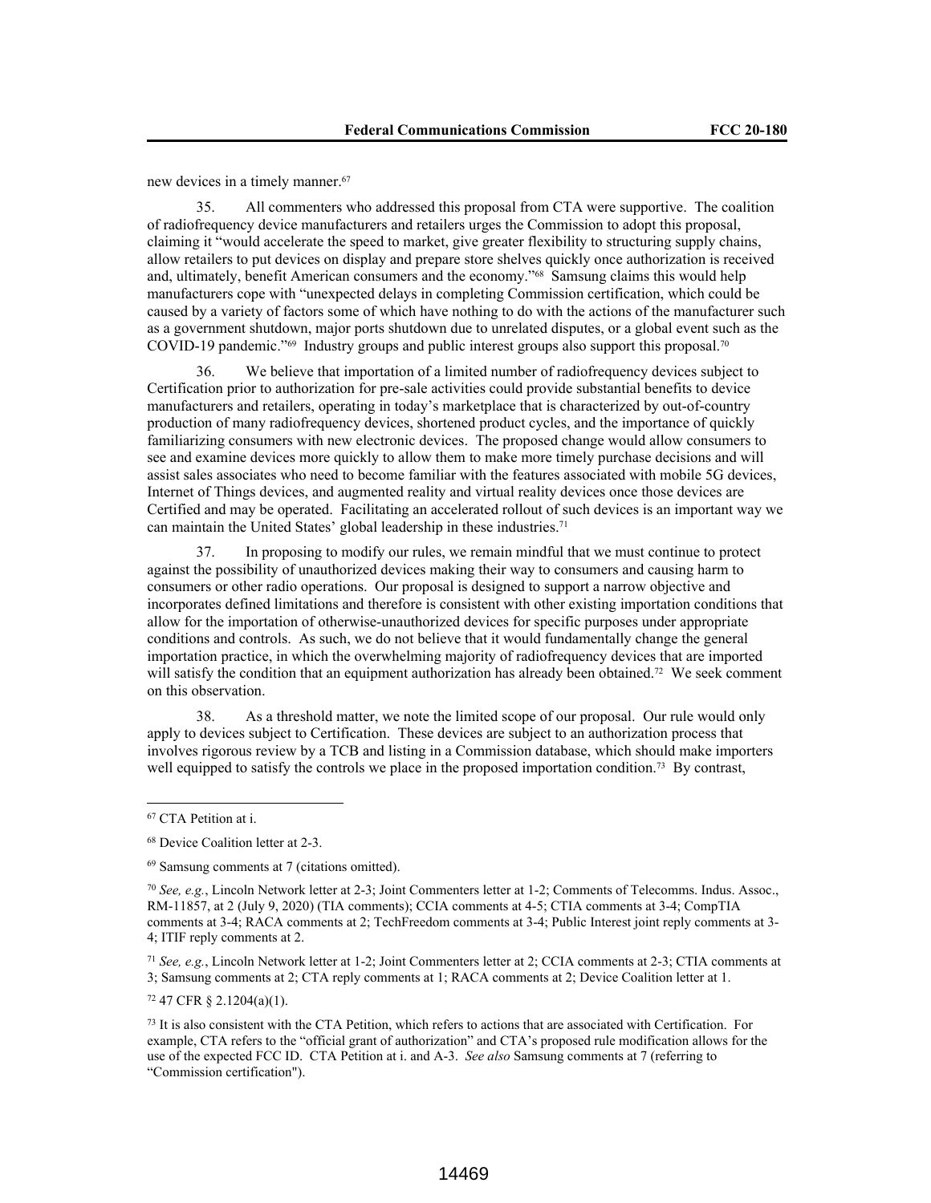new devices in a timely manner.[67]

35. All commenters who addressed this proposal from CTA were supportive. The coalition of radiofrequency device manufacturers and retailers urges the Commission to adopt this proposal, claiming it "would accelerate the speed to market, give greater flexibility to structuring supply chains, allow retailers to put devices on display and prepare store shelves quickly once authorization is received and, ultimately, benefit American consumers and the economy."[68] Samsung claims this would help manufacturers cope with "unexpected delays in completing Commission certification, which could be caused by a variety of factors some of which have nothing to do with the actions of the manufacturer such as a government shutdown, major ports shutdown due to unrelated disputes, or a global event such as the COVID-19 pandemic."[69] Industry groups and public interest groups also support this proposal.[70]

36. We believe that importation of a limited number of radiofrequency devices subject to Certification prior to authorization for pre-sale activities could provide substantial benefits to device manufacturers and retailers, operating in today's marketplace that is characterized by out-of-country production of many radiofrequency devices, shortened product cycles, and the importance of quickly familiarizing consumers with new electronic devices. The proposed change would allow consumers to see and examine devices more quickly to allow them to make more timely purchase decisions and will assist sales associates who need to become familiar with the features associated with mobile 5G devices, Internet of Things devices, and augmented reality and virtual reality devices once those devices are Certified and may be operated. Facilitating an accelerated rollout of such devices is an important way we can maintain the United States' global leadership in these industries.[71]

37. In proposing to modify our rules, we remain mindful that we must continue to protect against the possibility of unauthorized devices making their way to consumers and causing harm to consumers or other radio operations. Our proposal is designed to support a narrow objective and incorporates defined limitations and therefore is consistent with other existing importation conditions that allow for the importation of otherwise-unauthorized devices for specific purposes under appropriate conditions and controls. As such, we do not believe that it would fundamentally change the general importation practice, in which the overwhelming majority of radiofrequency devices that are imported will satisfy the condition that an equipment authorization has already been obtained.[72] We seek comment on this observation.

38. As a threshold matter, we note the limited scope of our proposal. Our rule would only apply to devices subject to Certification. These devices are subject to an authorization process that involves rigorous review by a TCB and listing in a Commission database, which should make importers well equipped to satisfy the controls we place in the proposed importation condition.[73] By contrast,

---

[67] CTA Petition at i.

[68] Device Coalition letter at 2-3.

[69] Samsung comments at 7 (citations omitted).

[70] *See, e.g.*, Lincoln Network letter at 2-3; Joint Commenters letter at 1-2; Comments of Telecomms. Indus. Assoc., RM-11857, at 2 (July 9, 2020) (TIA comments); CCIA comments at 4-5; CTIA comments at 3-4; CompTIA comments at 3-4; RACA comments at 2; TechFreedom comments at 3-4; Public Interest joint reply comments at 3-4; ITIF reply comments at 2.

[71] *See, e.g.*, Lincoln Network letter at 1-2; Joint Commenters letter at 2; CCIA comments at 2-3; CTIA comments at 3; Samsung comments at 2; CTA reply comments at 1; RACA comments at 2; Device Coalition letter at 1.

[72] 47 CFR § 2.1204(a)(1).

[73] It is also consistent with the CTA Petition, which refers to actions that are associated with Certification. For example, CTA refers to the "official grant of authorization" and CTA's proposed rule modification allows for the use of the expected FCC ID. CTA Petition at i. and A-3. *See also* Samsung comments at 7 (referring to "Commission certification").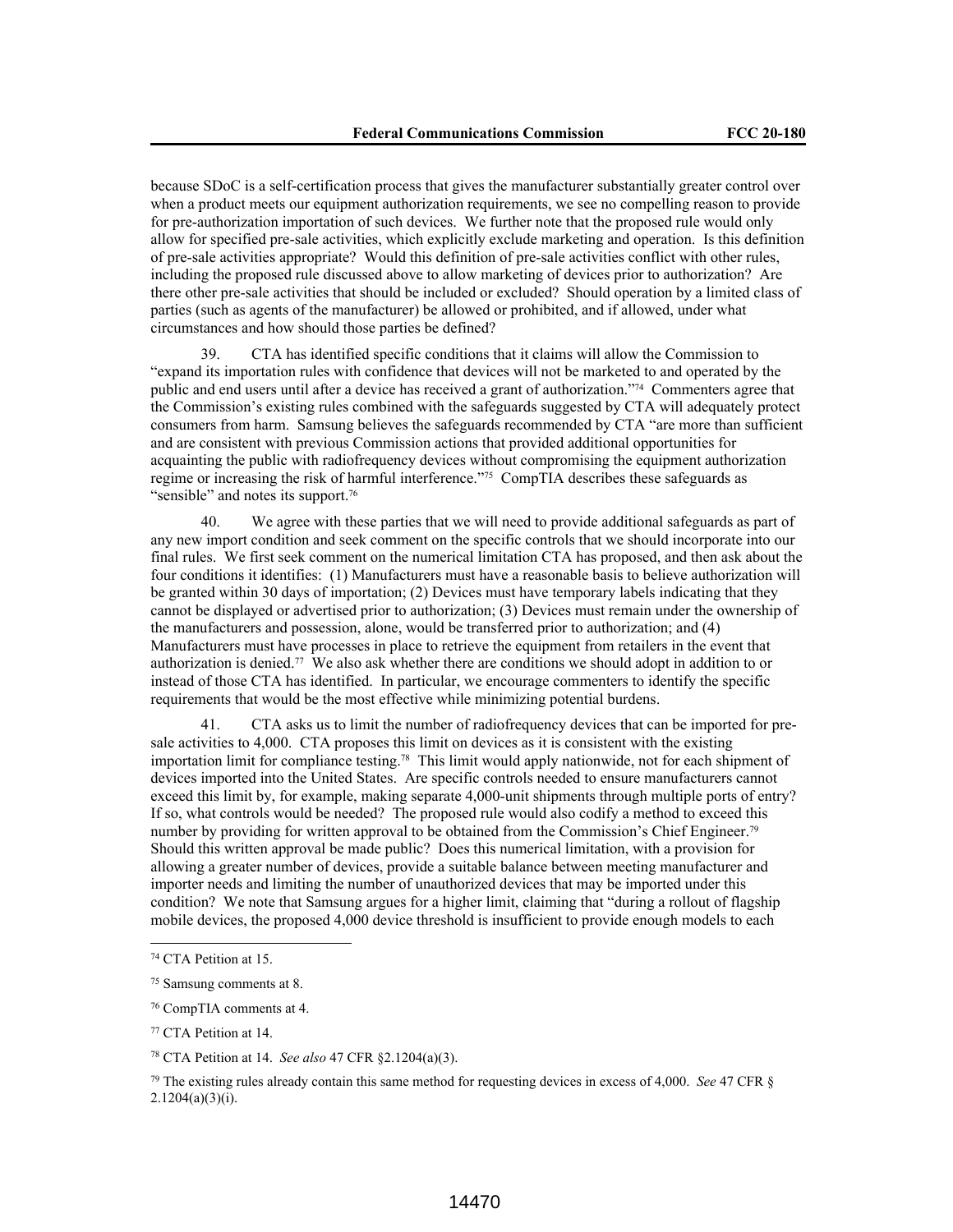because SDoC is a self-certification process that gives the manufacturer substantially greater control over when a product meets our equipment authorization requirements, we see no compelling reason to provide for pre-authorization importation of such devices. We further note that the proposed rule would only allow for specified pre-sale activities, which explicitly exclude marketing and operation. Is this definition of pre-sale activities appropriate? Would this definition of pre-sale activities conflict with other rules, including the proposed rule discussed above to allow marketing of devices prior to authorization? Are there other pre-sale activities that should be included or excluded? Should operation by a limited class of parties (such as agents of the manufacturer) be allowed or prohibited, and if allowed, under what circumstances and how should those parties be defined?

39. CTA has identified specific conditions that it claims will allow the Commission to "expand its importation rules with confidence that devices will not be marketed to and operated by the public and end users until after a device has received a grant of authorization."[74] Commenters agree that the Commission's existing rules combined with the safeguards suggested by CTA will adequately protect consumers from harm. Samsung believes the safeguards recommended by CTA "are more than sufficient and are consistent with previous Commission actions that provided additional opportunities for acquainting the public with radiofrequency devices without compromising the equipment authorization regime or increasing the risk of harmful interference."[75] CompTIA describes these safeguards as "sensible" and notes its support.[76]

40. We agree with these parties that we will need to provide additional safeguards as part of any new import condition and seek comment on the specific controls that we should incorporate into our final rules. We first seek comment on the numerical limitation CTA has proposed, and then ask about the four conditions it identifies: (1) Manufacturers must have a reasonable basis to believe authorization will be granted within 30 days of importation; (2) Devices must have temporary labels indicating that they cannot be displayed or advertised prior to authorization; (3) Devices must remain under the ownership of the manufacturers and possession, alone, would be transferred prior to authorization; and (4) Manufacturers must have processes in place to retrieve the equipment from retailers in the event that authorization is denied.[77] We also ask whether there are conditions we should adopt in addition to or instead of those CTA has identified. In particular, we encourage commenters to identify the specific requirements that would be the most effective while minimizing potential burdens.

41. CTA asks us to limit the number of radiofrequency devices that can be imported for pre-sale activities to 4,000. CTA proposes this limit on devices as it is consistent with the existing importation limit for compliance testing.[78] This limit would apply nationwide, not for each shipment of devices imported into the United States. Are specific controls needed to ensure manufacturers cannot exceed this limit by, for example, making separate 4,000-unit shipments through multiple ports of entry? If so, what controls would be needed? The proposed rule would also codify a method to exceed this number by providing for written approval to be obtained from the Commission's Chief Engineer.[79] Should this written approval be made public? Does this numerical limitation, with a provision for allowing a greater number of devices, provide a suitable balance between meeting manufacturer and importer needs and limiting the number of unauthorized devices that may be imported under this condition? We note that Samsung argues for a higher limit, claiming that "during a rollout of flagship mobile devices, the proposed 4,000 device threshold is insufficient to provide enough models to each

---

[74] CTA Petition at 15.

[75] Samsung comments at 8.

[76] CompTIA comments at 4.

[77] CTA Petition at 14.

[78] CTA Petition at 14. *See also* 47 CFR §2.1204(a)(3).

[79] The existing rules already contain this same method for requesting devices in excess of 4,000. *See* 47 CFR § 2.1204(a)(3)(i).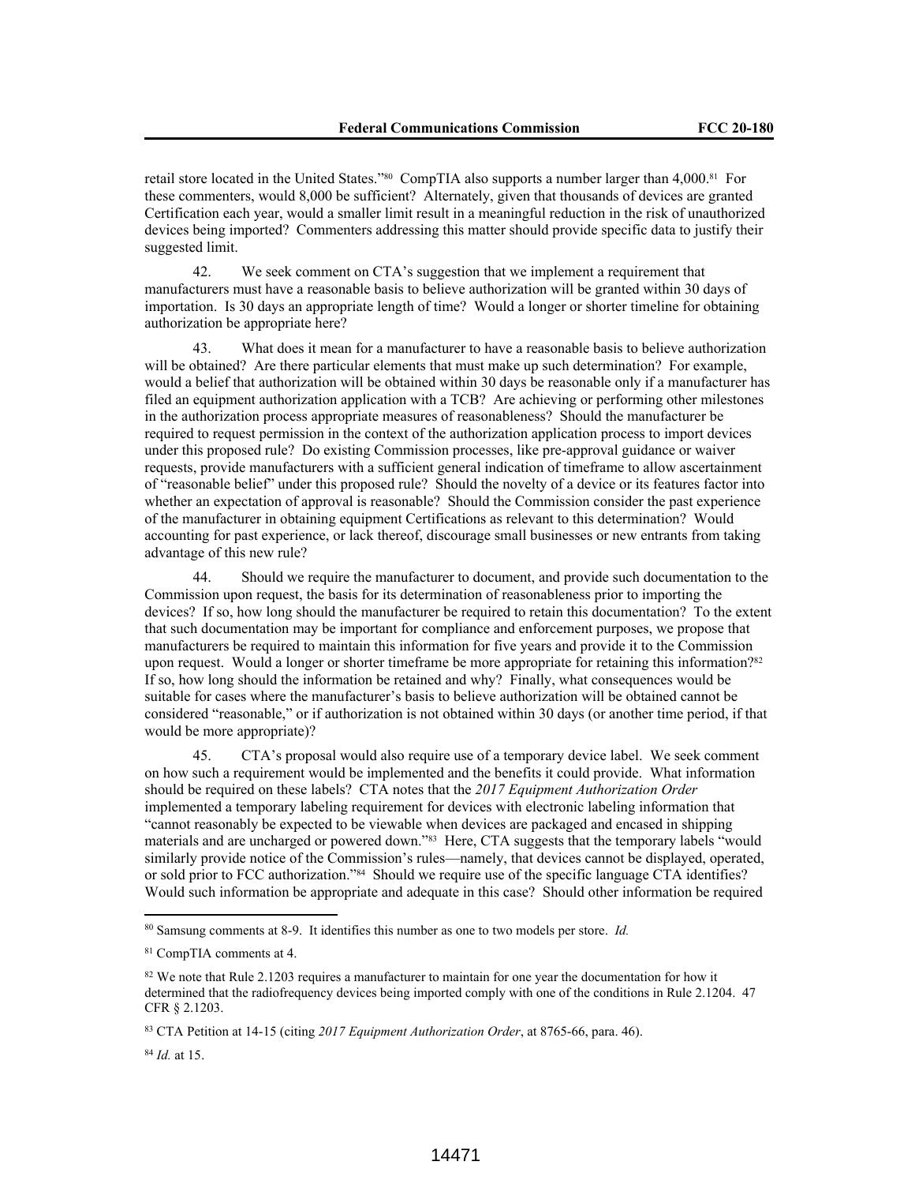retail store located in the United States."[80] CompTIA also supports a number larger than 4,000.[81] For these commenters, would 8,000 be sufficient? Alternately, given that thousands of devices are granted Certification each year, would a smaller limit result in a meaningful reduction in the risk of unauthorized devices being imported? Commenters addressing this matter should provide specific data to justify their suggested limit.

42. We seek comment on CTA's suggestion that we implement a requirement that manufacturers must have a reasonable basis to believe authorization will be granted within 30 days of importation. Is 30 days an appropriate length of time? Would a longer or shorter timeline for obtaining authorization be appropriate here?

43. What does it mean for a manufacturer to have a reasonable basis to believe authorization will be obtained? Are there particular elements that must make up such determination? For example, would a belief that authorization will be obtained within 30 days be reasonable only if a manufacturer has filed an equipment authorization application with a TCB? Are achieving or performing other milestones in the authorization process appropriate measures of reasonableness? Should the manufacturer be required to request permission in the context of the authorization application process to import devices under this proposed rule? Do existing Commission processes, like pre-approval guidance or waiver requests, provide manufacturers with a sufficient general indication of timeframe to allow ascertainment of "reasonable belief" under this proposed rule? Should the novelty of a device or its features factor into whether an expectation of approval is reasonable? Should the Commission consider the past experience of the manufacturer in obtaining equipment Certifications as relevant to this determination? Would accounting for past experience, or lack thereof, discourage small businesses or new entrants from taking advantage of this new rule?

44. Should we require the manufacturer to document, and provide such documentation to the Commission upon request, the basis for its determination of reasonableness prior to importing the devices? If so, how long should the manufacturer be required to retain this documentation? To the extent that such documentation may be important for compliance and enforcement purposes, we propose that manufacturers be required to maintain this information for five years and provide it to the Commission upon request. Would a longer or shorter timeframe be more appropriate for retaining this information?[82] If so, how long should the information be retained and why? Finally, what consequences would be suitable for cases where the manufacturer's basis to believe authorization will be obtained cannot be considered "reasonable," or if authorization is not obtained within 30 days (or another time period, if that would be more appropriate)?

45. CTA's proposal would also require use of a temporary device label. We seek comment on how such a requirement would be implemented and the benefits it could provide. What information should be required on these labels? CTA notes that the *2017 Equipment Authorization Order* implemented a temporary labeling requirement for devices with electronic labeling information that "cannot reasonably be expected to be viewable when devices are packaged and encased in shipping materials and are uncharged or powered down."[83] Here, CTA suggests that the temporary labels "would similarly provide notice of the Commission's rules—namely, that devices cannot be displayed, operated, or sold prior to FCC authorization."[84] Should we require use of the specific language CTA identifies? Would such information be appropriate and adequate in this case? Should other information be required

---

[80] Samsung comments at 8-9. It identifies this number as one to two models per store. *Id.*

[81] CompTIA comments at 4.

[82] We note that Rule 2.1203 requires a manufacturer to maintain for one year the documentation for how it determined that the radiofrequency devices being imported comply with one of the conditions in Rule 2.1204. 47 CFR § 2.1203.

[83] CTA Petition at 14-15 (citing *2017 Equipment Authorization Order*, at 8765-66, para. 46).

[84] *Id.* at 15.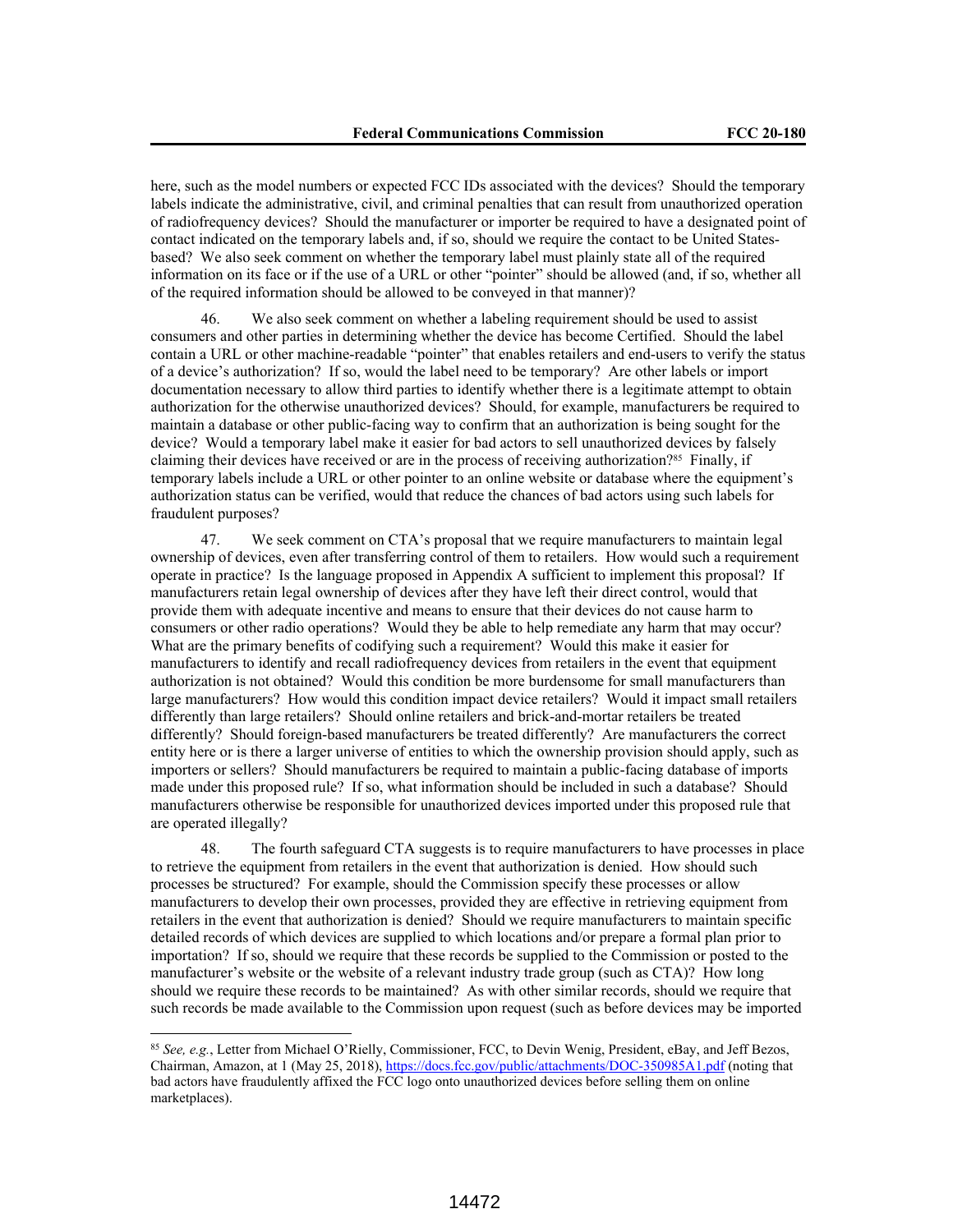here, such as the model numbers or expected FCC IDs associated with the devices? Should the temporary labels indicate the administrative, civil, and criminal penalties that can result from unauthorized operation of radiofrequency devices? Should the manufacturer or importer be required to have a designated point of contact indicated on the temporary labels and, if so, should we require the contact to be United States-based? We also seek comment on whether the temporary label must plainly state all of the required information on its face or if the use of a URL or other "pointer" should be allowed (and, if so, whether all of the required information should be allowed to be conveyed in that manner)?

46. We also seek comment on whether a labeling requirement should be used to assist consumers and other parties in determining whether the device has become Certified. Should the label contain a URL or other machine-readable "pointer" that enables retailers and end-users to verify the status of a device's authorization? If so, would the label need to be temporary? Are other labels or import documentation necessary to allow third parties to identify whether there is a legitimate attempt to obtain authorization for the otherwise unauthorized devices? Should, for example, manufacturers be required to maintain a database or other public-facing way to confirm that an authorization is being sought for the device? Would a temporary label make it easier for bad actors to sell unauthorized devices by falsely claiming their devices have received or are in the process of receiving authorization?[85] Finally, if temporary labels include a URL or other pointer to an online website or database where the equipment's authorization status can be verified, would that reduce the chances of bad actors using such labels for fraudulent purposes?

47. We seek comment on CTA's proposal that we require manufacturers to maintain legal ownership of devices, even after transferring control of them to retailers. How would such a requirement operate in practice? Is the language proposed in Appendix A sufficient to implement this proposal? If manufacturers retain legal ownership of devices after they have left their direct control, would that provide them with adequate incentive and means to ensure that their devices do not cause harm to consumers or other radio operations? Would they be able to help remediate any harm that may occur? What are the primary benefits of codifying such a requirement? Would this make it easier for manufacturers to identify and recall radiofrequency devices from retailers in the event that equipment authorization is not obtained? Would this condition be more burdensome for small manufacturers than large manufacturers? How would this condition impact device retailers? Would it impact small retailers differently than large retailers? Should online retailers and brick-and-mortar retailers be treated differently? Should foreign-based manufacturers be treated differently? Are manufacturers the correct entity here or is there a larger universe of entities to which the ownership provision should apply, such as importers or sellers? Should manufacturers be required to maintain a public-facing database of imports made under this proposed rule? If so, what information should be included in such a database? Should manufacturers otherwise be responsible for unauthorized devices imported under this proposed rule that are operated illegally?

48. The fourth safeguard CTA suggests is to require manufacturers to have processes in place to retrieve the equipment from retailers in the event that authorization is denied. How should such processes be structured? For example, should the Commission specify these processes or allow manufacturers to develop their own processes, provided they are effective in retrieving equipment from retailers in the event that authorization is denied? Should we require manufacturers to maintain specific detailed records of which devices are supplied to which locations and/or prepare a formal plan prior to importation? If so, should we require that these records be supplied to the Commission or posted to the manufacturer's website or the website of a relevant industry trade group (such as CTA)? How long should we require these records to be maintained? As with other similar records, should we require that such records be made available to the Commission upon request (such as before devices may be imported

---

[85] *See, e.g.*, Letter from Michael O'Rielly, Commissioner, FCC, to Devin Wenig, President, eBay, and Jeff Bezos, Chairman, Amazon, at 1 (May 25, 2018), https://docs.fcc.gov/public/attachments/DOC-350985A1.pdf (noting that bad actors have fraudulently affixed the FCC logo onto unauthorized devices before selling them on online marketplaces).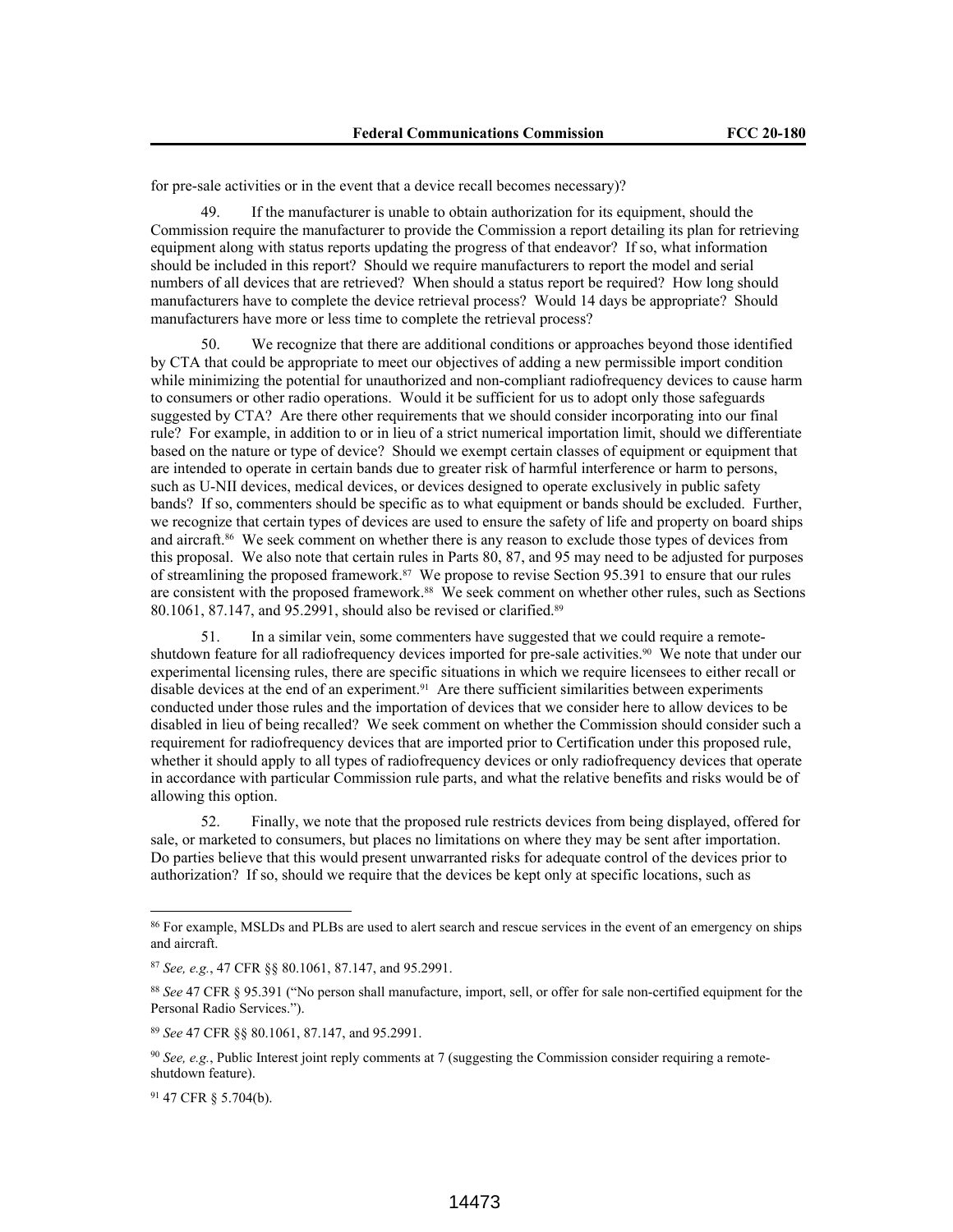for pre-sale activities or in the event that a device recall becomes necessary)?

49. If the manufacturer is unable to obtain authorization for its equipment, should the Commission require the manufacturer to provide the Commission a report detailing its plan for retrieving equipment along with status reports updating the progress of that endeavor? If so, what information should be included in this report? Should we require manufacturers to report the model and serial numbers of all devices that are retrieved? When should a status report be required? How long should manufacturers have to complete the device retrieval process? Would 14 days be appropriate? Should manufacturers have more or less time to complete the retrieval process?

50. We recognize that there are additional conditions or approaches beyond those identified by CTA that could be appropriate to meet our objectives of adding a new permissible import condition while minimizing the potential for unauthorized and non-compliant radiofrequency devices to cause harm to consumers or other radio operations. Would it be sufficient for us to adopt only those safeguards suggested by CTA? Are there other requirements that we should consider incorporating into our final rule? For example, in addition to or in lieu of a strict numerical importation limit, should we differentiate based on the nature or type of device? Should we exempt certain classes of equipment or equipment that are intended to operate in certain bands due to greater risk of harmful interference or harm to persons, such as U-NII devices, medical devices, or devices designed to operate exclusively in public safety bands? If so, commenters should be specific as to what equipment or bands should be excluded. Further, we recognize that certain types of devices are used to ensure the safety of life and property on board ships and aircraft.[86] We seek comment on whether there is any reason to exclude those types of devices from this proposal. We also note that certain rules in Parts 80, 87, and 95 may need to be adjusted for purposes of streamlining the proposed framework.[87] We propose to revise Section 95.391 to ensure that our rules are consistent with the proposed framework.[88] We seek comment on whether other rules, such as Sections 80.1061, 87.147, and 95.2991, should also be revised or clarified.[89]

51. In a similar vein, some commenters have suggested that we could require a remote-shutdown feature for all radiofrequency devices imported for pre-sale activities.[90] We note that under our experimental licensing rules, there are specific situations in which we require licensees to either recall or disable devices at the end of an experiment.[91] Are there sufficient similarities between experiments conducted under those rules and the importation of devices that we consider here to allow devices to be disabled in lieu of being recalled? We seek comment on whether the Commission should consider such a requirement for radiofrequency devices that are imported prior to Certification under this proposed rule, whether it should apply to all types of radiofrequency devices or only radiofrequency devices that operate in accordance with particular Commission rule parts, and what the relative benefits and risks would be of allowing this option.

52. Finally, we note that the proposed rule restricts devices from being displayed, offered for sale, or marketed to consumers, but places no limitations on where they may be sent after importation. Do parties believe that this would present unwarranted risks for adequate control of the devices prior to authorization? If so, should we require that the devices be kept only at specific locations, such as

---

[86] For example, MSLDs and PLBs are used to alert search and rescue services in the event of an emergency on ships and aircraft.

[87] *See, e.g.*, 47 CFR §§ 80.1061, 87.147, and 95.2991.

[88] *See* 47 CFR § 95.391 ("No person shall manufacture, import, sell, or offer for sale non-certified equipment for the Personal Radio Services.").

[89] *See* 47 CFR §§ 80.1061, 87.147, and 95.2991.

[90] *See, e.g.*, Public Interest joint reply comments at 7 (suggesting the Commission consider requiring a remote-shutdown feature).

[91] 47 CFR § 5.704(b).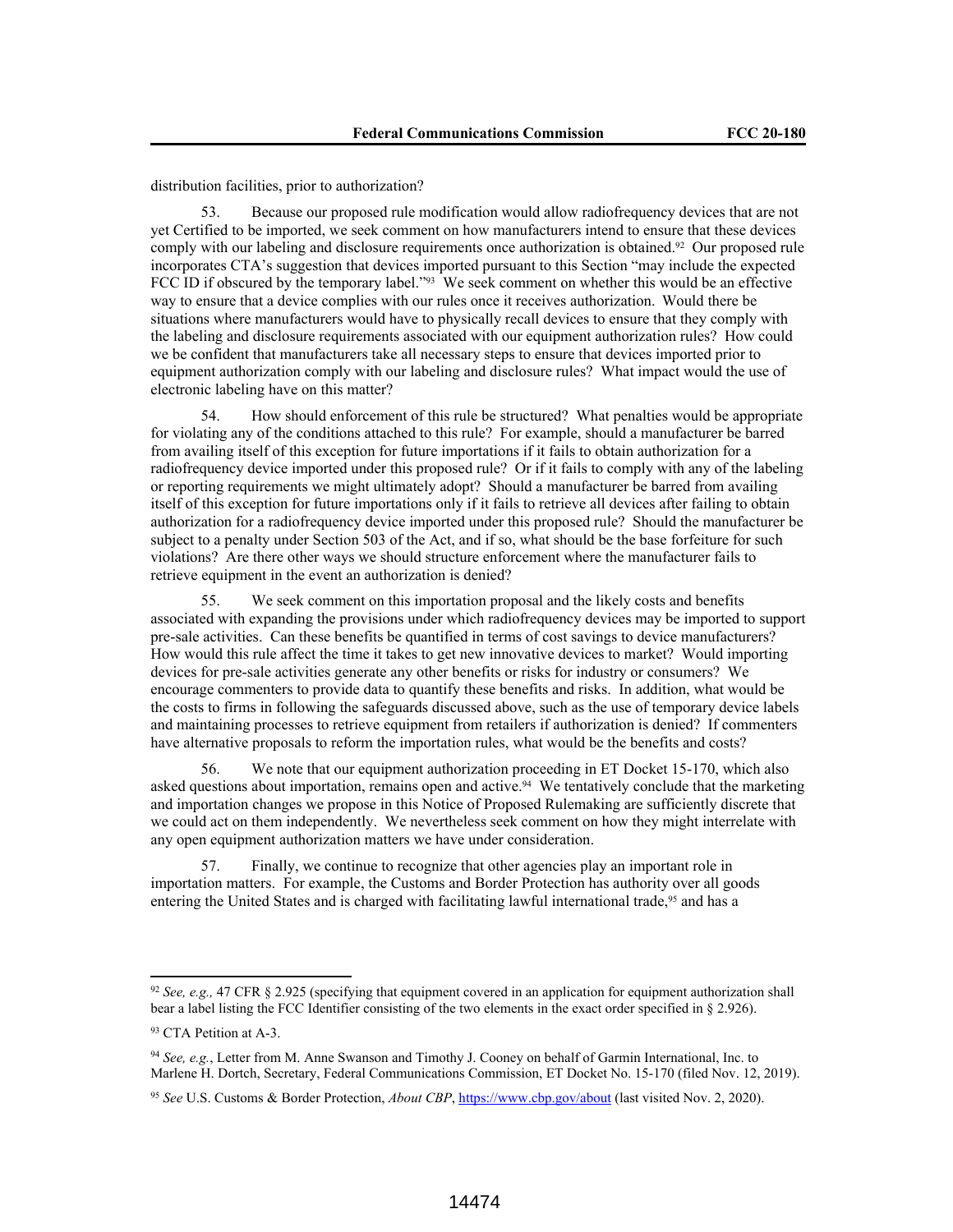distribution facilities, prior to authorization?

53. Because our proposed rule modification would allow radiofrequency devices that are not yet Certified to be imported, we seek comment on how manufacturers intend to ensure that these devices comply with our labeling and disclosure requirements once authorization is obtained.[92] Our proposed rule incorporates CTA's suggestion that devices imported pursuant to this Section "may include the expected FCC ID if obscured by the temporary label."[93] We seek comment on whether this would be an effective way to ensure that a device complies with our rules once it receives authorization. Would there be situations where manufacturers would have to physically recall devices to ensure that they comply with the labeling and disclosure requirements associated with our equipment authorization rules? How could we be confident that manufacturers take all necessary steps to ensure that devices imported prior to equipment authorization comply with our labeling and disclosure rules? What impact would the use of electronic labeling have on this matter?

54. How should enforcement of this rule be structured? What penalties would be appropriate for violating any of the conditions attached to this rule? For example, should a manufacturer be barred from availing itself of this exception for future importations if it fails to obtain authorization for a radiofrequency device imported under this proposed rule? Or if it fails to comply with any of the labeling or reporting requirements we might ultimately adopt? Should a manufacturer be barred from availing itself of this exception for future importations only if it fails to retrieve all devices after failing to obtain authorization for a radiofrequency device imported under this proposed rule? Should the manufacturer be subject to a penalty under Section 503 of the Act, and if so, what should be the base forfeiture for such violations? Are there other ways we should structure enforcement where the manufacturer fails to retrieve equipment in the event an authorization is denied?

55. We seek comment on this importation proposal and the likely costs and benefits associated with expanding the provisions under which radiofrequency devices may be imported to support pre-sale activities. Can these benefits be quantified in terms of cost savings to device manufacturers? How would this rule affect the time it takes to get new innovative devices to market? Would importing devices for pre-sale activities generate any other benefits or risks for industry or consumers? We encourage commenters to provide data to quantify these benefits and risks. In addition, what would be the costs to firms in following the safeguards discussed above, such as the use of temporary device labels and maintaining processes to retrieve equipment from retailers if authorization is denied? If commenters have alternative proposals to reform the importation rules, what would be the benefits and costs?

56. We note that our equipment authorization proceeding in ET Docket 15-170, which also asked questions about importation, remains open and active.[94] We tentatively conclude that the marketing and importation changes we propose in this Notice of Proposed Rulemaking are sufficiently discrete that we could act on them independently. We nevertheless seek comment on how they might interrelate with any open equipment authorization matters we have under consideration.

57. Finally, we continue to recognize that other agencies play an important role in importation matters. For example, the Customs and Border Protection has authority over all goods entering the United States and is charged with facilitating lawful international trade,[95] and has a

---

[92] *See, e.g.,* 47 CFR § 2.925 (specifying that equipment covered in an application for equipment authorization shall bear a label listing the FCC Identifier consisting of the two elements in the exact order specified in § 2.926).

[93] CTA Petition at A-3.

[94] *See, e.g.*, Letter from M. Anne Swanson and Timothy J. Cooney on behalf of Garmin International, Inc. to Marlene H. Dortch, Secretary, Federal Communications Commission, ET Docket No. 15-170 (filed Nov. 12, 2019).

[95] *See* U.S. Customs & Border Protection, *About CBP*, https://www.cbp.gov/about (last visited Nov. 2, 2020).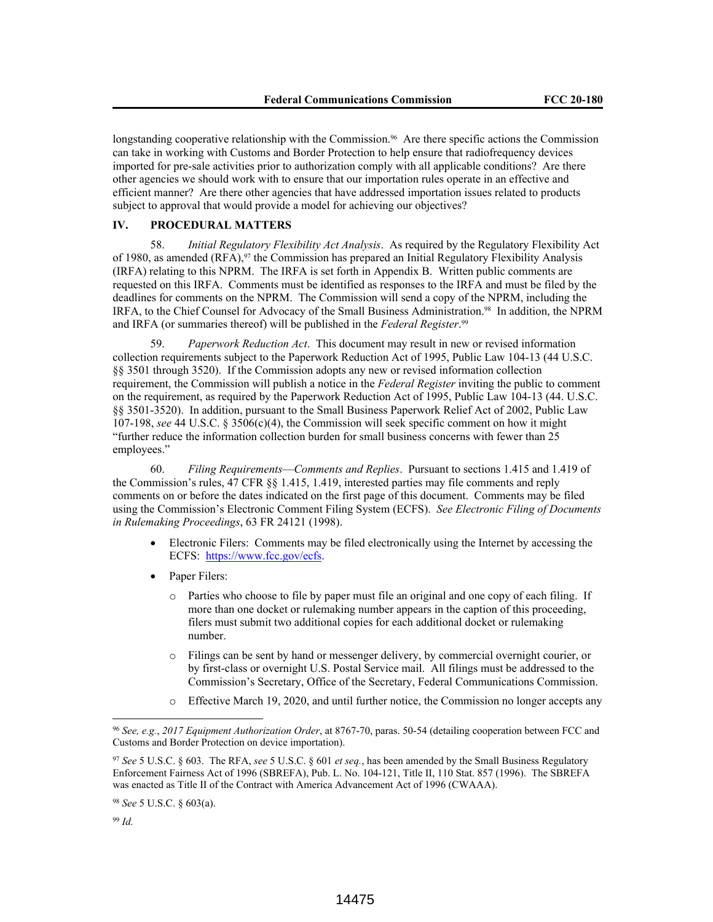longstanding cooperative relationship with the Commission.[96] Are there specific actions the Commission can take in working with Customs and Border Protection to help ensure that radiofrequency devices imported for pre-sale activities prior to authorization comply with all applicable conditions? Are there other agencies we should work with to ensure that our importation rules operate in an effective and efficient manner? Are there other agencies that have addressed importation issues related to products subject to approval that would provide a model for achieving our objectives?

## IV. PROCEDURAL MATTERS

58. *Initial Regulatory Flexibility Act Analysis*. As required by the Regulatory Flexibility Act of 1980, as amended (RFA),[97] the Commission has prepared an Initial Regulatory Flexibility Analysis (IRFA) relating to this NPRM. The IRFA is set forth in Appendix B. Written public comments are requested on this IRFA. Comments must be identified as responses to the IRFA and must be filed by the deadlines for comments on the NPRM. The Commission will send a copy of the NPRM, including the IRFA, to the Chief Counsel for Advocacy of the Small Business Administration.[98] In addition, the NPRM and IRFA (or summaries thereof) will be published in the *Federal Register*.[99]

59. *Paperwork Reduction Act*. This document may result in new or revised information collection requirements subject to the Paperwork Reduction Act of 1995, Public Law 104-13 (44 U.S.C. §§ 3501 through 3520). If the Commission adopts any new or revised information collection requirement, the Commission will publish a notice in the *Federal Register* inviting the public to comment on the requirement, as required by the Paperwork Reduction Act of 1995, Public Law 104-13 (44. U.S.C. §§ 3501-3520). In addition, pursuant to the Small Business Paperwork Relief Act of 2002, Public Law 107-198, *see* 44 U.S.C. § 3506(c)(4), the Commission will seek specific comment on how it might "further reduce the information collection burden for small business concerns with fewer than 25 employees."

60. *Filing Requirements—Comments and Replies*. Pursuant to sections 1.415 and 1.419 of the Commission's rules, 47 CFR §§ 1.415, 1.419, interested parties may file comments and reply comments on or before the dates indicated on the first page of this document. Comments may be filed using the Commission's Electronic Comment Filing System (ECFS). *See Electronic Filing of Documents in Rulemaking Proceedings*, 63 FR 24121 (1998).

- Electronic Filers: Comments may be filed electronically using the Internet by accessing the ECFS: https://www.fcc.gov/ecfs.
- Paper Filers:
  - Parties who choose to file by paper must file an original and one copy of each filing. If more than one docket or rulemaking number appears in the caption of this proceeding, filers must submit two additional copies for each additional docket or rulemaking number.
  - Filings can be sent by hand or messenger delivery, by commercial overnight courier, or by first-class or overnight U.S. Postal Service mail. All filings must be addressed to the Commission's Secretary, Office of the Secretary, Federal Communications Commission.
  - Effective March 19, 2020, and until further notice, the Commission no longer accepts any

---

[96] *See, e.g.*, *2017 Equipment Authorization Order*, at 8767-70, paras. 50-54 (detailing cooperation between FCC and Customs and Border Protection on device importation).

[97] *See* 5 U.S.C. § 603. The RFA, *see* 5 U.S.C. § 601 *et seq.*, has been amended by the Small Business Regulatory Enforcement Fairness Act of 1996 (SBREFA), Pub. L. No. 104-121, Title II, 110 Stat. 857 (1996). The SBREFA was enacted as Title II of the Contract with America Advancement Act of 1996 (CWAAA).

[98] *See* 5 U.S.C. § 603(a).

[99] *Id.*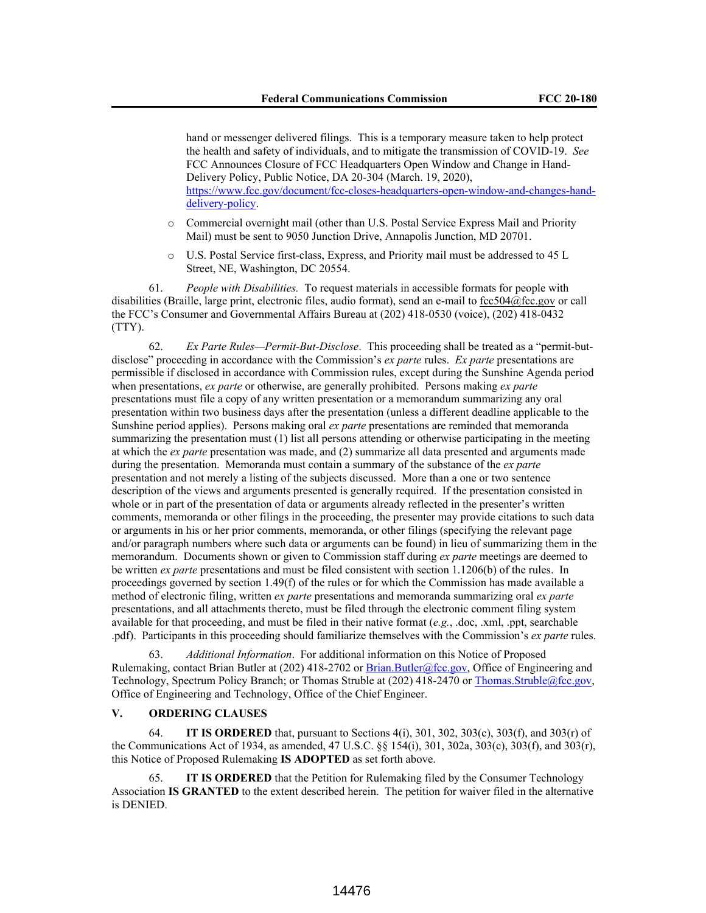hand or messenger delivered filings. This is a temporary measure taken to help protect the health and safety of individuals, and to mitigate the transmission of COVID-19. *See* FCC Announces Closure of FCC Headquarters Open Window and Change in Hand-Delivery Policy, Public Notice, DA 20-304 (March. 19, 2020), https://www.fcc.gov/document/fcc-closes-headquarters-open-window-and-changes-hand-delivery-policy.

- Commercial overnight mail (other than U.S. Postal Service Express Mail and Priority Mail) must be sent to 9050 Junction Drive, Annapolis Junction, MD 20701.
- U.S. Postal Service first-class, Express, and Priority mail must be addressed to 45 L Street, NE, Washington, DC 20554.

61. *People with Disabilities.* To request materials in accessible formats for people with disabilities (Braille, large print, electronic files, audio format), send an e-mail to fcc504@fcc.gov or call the FCC's Consumer and Governmental Affairs Bureau at (202) 418-0530 (voice), (202) 418-0432 (TTY).

62. *Ex Parte Rules—Permit-But-Disclose*. This proceeding shall be treated as a "permit-but-disclose" proceeding in accordance with the Commission's *ex parte* rules. *Ex parte* presentations are permissible if disclosed in accordance with Commission rules, except during the Sunshine Agenda period when presentations, *ex parte* or otherwise, are generally prohibited. Persons making *ex parte* presentations must file a copy of any written presentation or a memorandum summarizing any oral presentation within two business days after the presentation (unless a different deadline applicable to the Sunshine period applies). Persons making oral *ex parte* presentations are reminded that memoranda summarizing the presentation must (1) list all persons attending or otherwise participating in the meeting at which the *ex parte* presentation was made, and (2) summarize all data presented and arguments made during the presentation. Memoranda must contain a summary of the substance of the *ex parte* presentation and not merely a listing of the subjects discussed. More than a one or two sentence description of the views and arguments presented is generally required. If the presentation consisted in whole or in part of the presentation of data or arguments already reflected in the presenter's written comments, memoranda or other filings in the proceeding, the presenter may provide citations to such data or arguments in his or her prior comments, memoranda, or other filings (specifying the relevant page and/or paragraph numbers where such data or arguments can be found) in lieu of summarizing them in the memorandum. Documents shown or given to Commission staff during *ex parte* meetings are deemed to be written *ex parte* presentations and must be filed consistent with section 1.1206(b) of the rules. In proceedings governed by section 1.49(f) of the rules or for which the Commission has made available a method of electronic filing, written *ex parte* presentations and memoranda summarizing oral *ex parte* presentations, and all attachments thereto, must be filed through the electronic comment filing system available for that proceeding, and must be filed in their native format (*e.g.*, .doc, .xml, .ppt, searchable .pdf). Participants in this proceeding should familiarize themselves with the Commission's *ex parte* rules.

63. *Additional Information*. For additional information on this Notice of Proposed Rulemaking, contact Brian Butler at (202) 418-2702 or Brian.Butler@fcc.gov, Office of Engineering and Technology, Spectrum Policy Branch; or Thomas Struble at (202) 418-2470 or Thomas.Struble@fcc.gov, Office of Engineering and Technology, Office of the Chief Engineer.

## V. ORDERING CLAUSES

64. **IT IS ORDERED** that, pursuant to Sections 4(i), 301, 302, 303(c), 303(f), and 303(r) of the Communications Act of 1934, as amended, 47 U.S.C. §§ 154(i), 301, 302a, 303(c), 303(f), and 303(r), this Notice of Proposed Rulemaking **IS ADOPTED** as set forth above.

65. **IT IS ORDERED** that the Petition for Rulemaking filed by the Consumer Technology Association **IS GRANTED** to the extent described herein. The petition for waiver filed in the alternative is DENIED.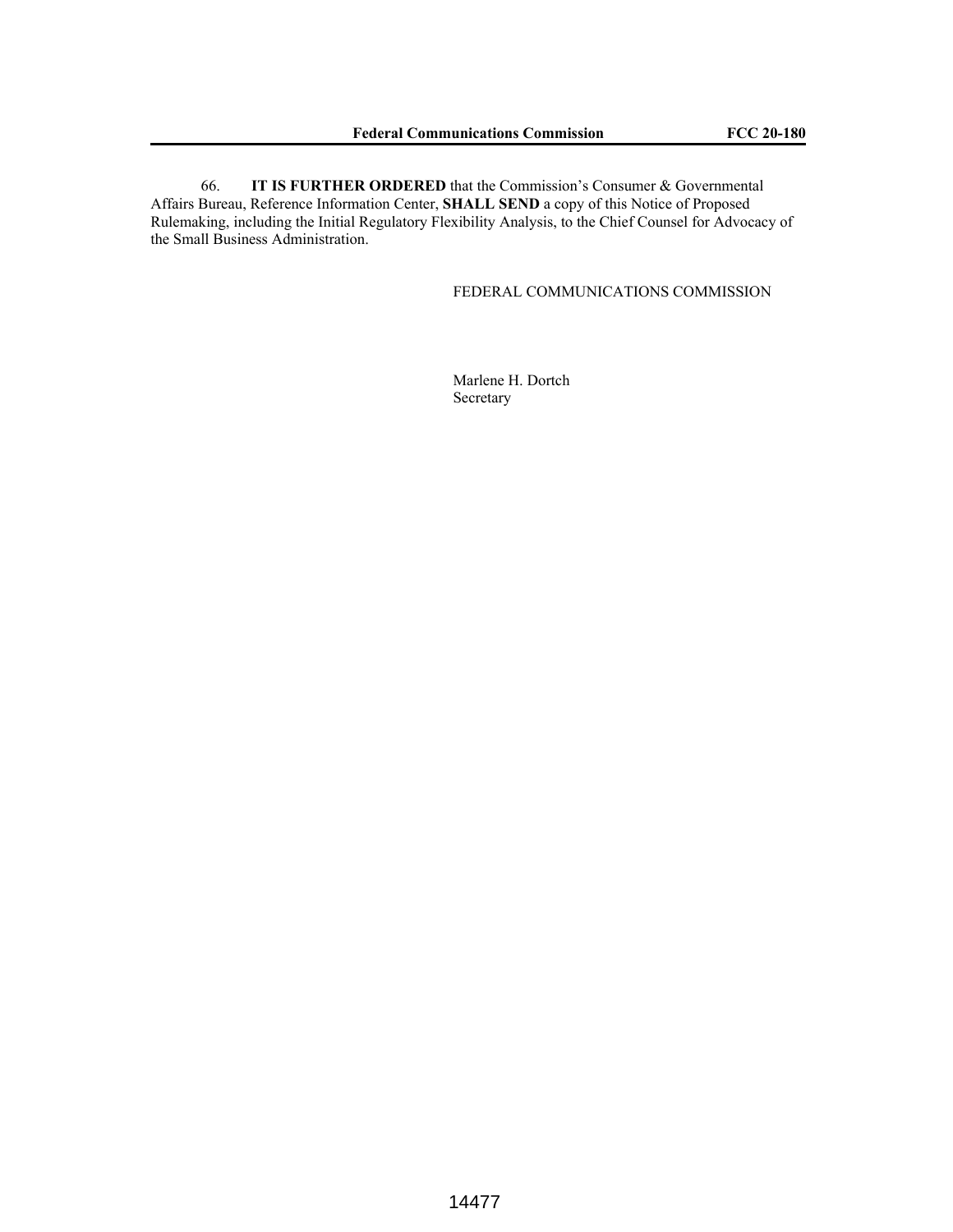66. **IT IS FURTHER ORDERED** that the Commission's Consumer & Governmental Affairs Bureau, Reference Information Center, **SHALL SEND** a copy of this Notice of Proposed Rulemaking, including the Initial Regulatory Flexibility Analysis, to the Chief Counsel for Advocacy of the Small Business Administration.

FEDERAL COMMUNICATIONS COMMISSION

Marlene H. Dortch
Secretary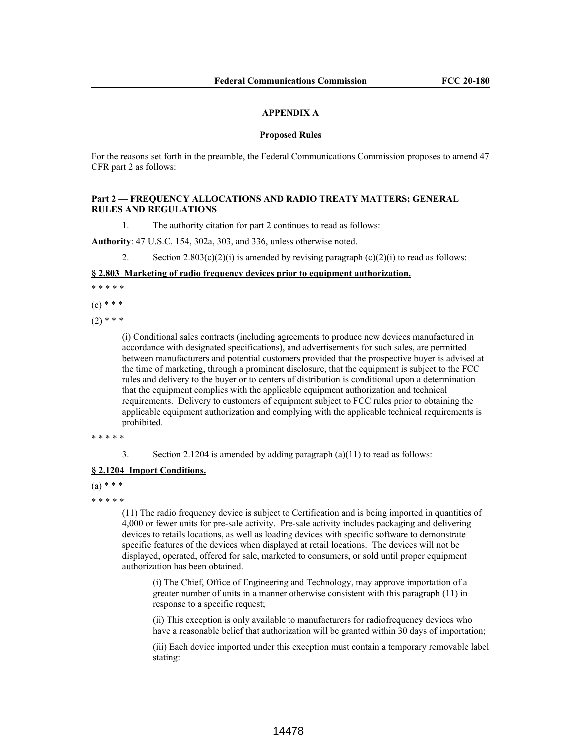**APPENDIX A**

**Proposed Rules**

For the reasons set forth in the preamble, the Federal Communications Commission proposes to amend 47 CFR part 2 as follows:

**Part 2 — FREQUENCY ALLOCATIONS AND RADIO TREATY MATTERS; GENERAL RULES AND REGULATIONS**

1. The authority citation for part 2 continues to read as follows:

**Authority**: 47 U.S.C. 154, 302a, 303, and 336, unless otherwise noted.

2. Section 2.803(c)(2)(i) is amended by revising paragraph (c)(2)(i) to read as follows:

**§ 2.803 Marketing of radio frequency devices prior to equipment authorization.**

* * * * *

(c) * * *

(2) * * *

(i) Conditional sales contracts (including agreements to produce new devices manufactured in accordance with designated specifications), and advertisements for such sales, are permitted between manufacturers and potential customers provided that the prospective buyer is advised at the time of marketing, through a prominent disclosure, that the equipment is subject to the FCC rules and delivery to the buyer or to centers of distribution is conditional upon a determination that the equipment complies with the applicable equipment authorization and technical requirements. Delivery to customers of equipment subject to FCC rules prior to obtaining the applicable equipment authorization and complying with the applicable technical requirements is prohibited.

* * * * *

3. Section 2.1204 is amended by adding paragraph (a)(11) to read as follows:

**§ 2.1204 Import Conditions.**

(a) * * *

* * * * *

(11) The radio frequency device is subject to Certification and is being imported in quantities of 4,000 or fewer units for pre-sale activity. Pre-sale activity includes packaging and delivering devices to retails locations, as well as loading devices with specific software to demonstrate specific features of the devices when displayed at retail locations. The devices will not be displayed, operated, offered for sale, marketed to consumers, or sold until proper equipment authorization has been obtained.

(i) The Chief, Office of Engineering and Technology, may approve importation of a greater number of units in a manner otherwise consistent with this paragraph (11) in response to a specific request;

(ii) This exception is only available to manufacturers for radiofrequency devices who have a reasonable belief that authorization will be granted within 30 days of importation;

(iii) Each device imported under this exception must contain a temporary removable label stating: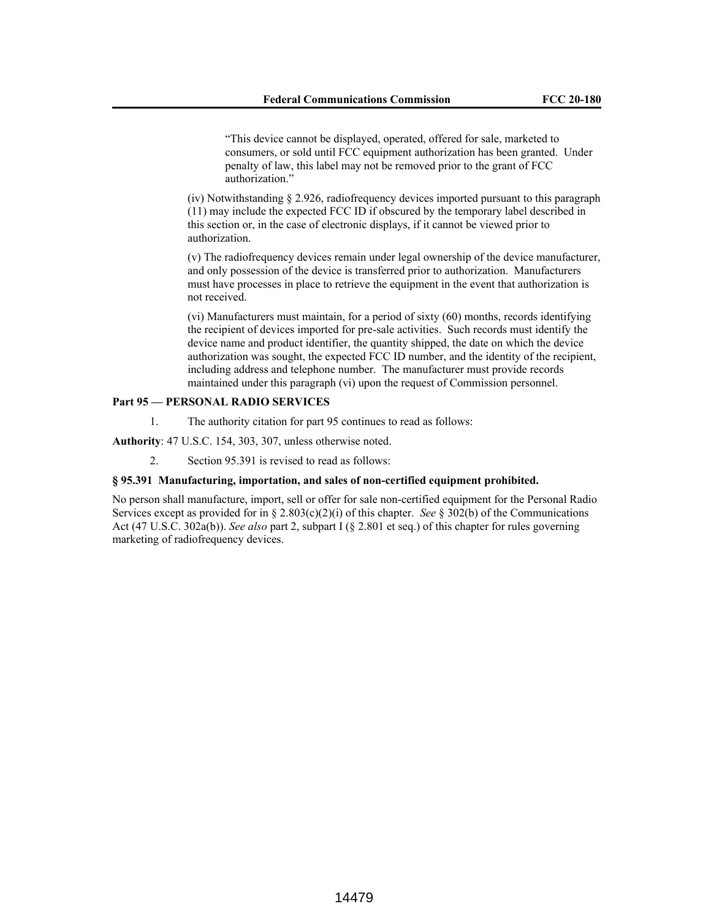> “This device cannot be displayed, operated, offered for sale, marketed to consumers, or sold until FCC equipment authorization has been granted. Under penalty of law, this label may not be removed prior to the grant of FCC authorization.”

(iv) Notwithstanding § 2.926, radiofrequency devices imported pursuant to this paragraph (11) may include the expected FCC ID if obscured by the temporary label described in this section or, in the case of electronic displays, if it cannot be viewed prior to authorization.

(v) The radiofrequency devices remain under legal ownership of the device manufacturer, and only possession of the device is transferred prior to authorization. Manufacturers must have processes in place to retrieve the equipment in the event that authorization is not received.

(vi) Manufacturers must maintain, for a period of sixty (60) months, records identifying the recipient of devices imported for pre-sale activities. Such records must identify the device name and product identifier, the quantity shipped, the date on which the device authorization was sought, the expected FCC ID number, and the identity of the recipient, including address and telephone number. The manufacturer must provide records maintained under this paragraph (vi) upon the request of Commission personnel.

**Part 95 — PERSONAL RADIO SERVICES**

1. The authority citation for part 95 continues to read as follows:

**Authority**: 47 U.S.C. 154, 303, 307, unless otherwise noted.

2. Section 95.391 is revised to read as follows:

**§ 95.391 Manufacturing, importation, and sales of non-certified equipment prohibited.**

No person shall manufacture, import, sell or offer for sale non-certified equipment for the Personal Radio Services except as provided for in § 2.803(c)(2)(i) of this chapter. *See* § 302(b) of the Communications Act (47 U.S.C. 302a(b)). *See also* part 2, subpart I (§ 2.801 et seq.) of this chapter for rules governing marketing of radiofrequency devices.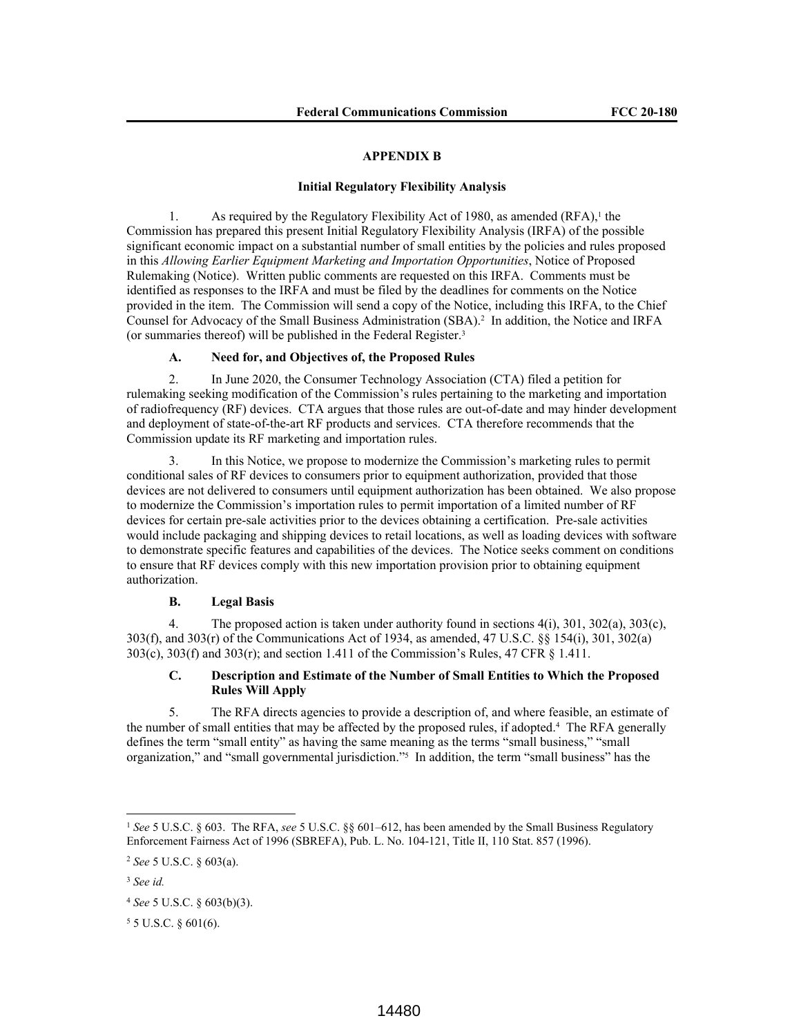## APPENDIX B

### Initial Regulatory Flexibility Analysis

1. As required by the Regulatory Flexibility Act of 1980, as amended (RFA),[1] the Commission has prepared this present Initial Regulatory Flexibility Analysis (IRFA) of the possible significant economic impact on a substantial number of small entities by the policies and rules proposed in this *Allowing Earlier Equipment Marketing and Importation Opportunities*, Notice of Proposed Rulemaking (Notice). Written public comments are requested on this IRFA. Comments must be identified as responses to the IRFA and must be filed by the deadlines for comments on the Notice provided in the item. The Commission will send a copy of the Notice, including this IRFA, to the Chief Counsel for Advocacy of the Small Business Administration (SBA).[2] In addition, the Notice and IRFA (or summaries thereof) will be published in the Federal Register.[3]

#### A. Need for, and Objectives of, the Proposed Rules

2. In June 2020, the Consumer Technology Association (CTA) filed a petition for rulemaking seeking modification of the Commission's rules pertaining to the marketing and importation of radiofrequency (RF) devices. CTA argues that those rules are out-of-date and may hinder development and deployment of state-of-the-art RF products and services. CTA therefore recommends that the Commission update its RF marketing and importation rules.

3. In this Notice, we propose to modernize the Commission's marketing rules to permit conditional sales of RF devices to consumers prior to equipment authorization, provided that those devices are not delivered to consumers until equipment authorization has been obtained. We also propose to modernize the Commission's importation rules to permit importation of a limited number of RF devices for certain pre-sale activities prior to the devices obtaining a certification. Pre-sale activities would include packaging and shipping devices to retail locations, as well as loading devices with software to demonstrate specific features and capabilities of the devices. The Notice seeks comment on conditions to ensure that RF devices comply with this new importation provision prior to obtaining equipment authorization.

#### B. Legal Basis

4. The proposed action is taken under authority found in sections 4(i), 301, 302(a), 303(c), 303(f), and 303(r) of the Communications Act of 1934, as amended, 47 U.S.C. §§ 154(i), 301, 302(a) 303(c), 303(f) and 303(r); and section 1.411 of the Commission's Rules, 47 CFR § 1.411.

#### C. Description and Estimate of the Number of Small Entities to Which the Proposed Rules Will Apply

5. The RFA directs agencies to provide a description of, and where feasible, an estimate of the number of small entities that may be affected by the proposed rules, if adopted.[4] The RFA generally defines the term "small entity" as having the same meaning as the terms "small business," "small organization," and "small governmental jurisdiction."[5] In addition, the term "small business" has the

---

[1] *See* 5 U.S.C. § 603. The RFA, *see* 5 U.S.C. §§ 601–612, has been amended by the Small Business Regulatory Enforcement Fairness Act of 1996 (SBREFA), Pub. L. No. 104-121, Title II, 110 Stat. 857 (1996).

[2] *See* 5 U.S.C. § 603(a).

[3] *See id.*

[4] *See* 5 U.S.C. § 603(b)(3).

[5] 5 U.S.C. § 601(6).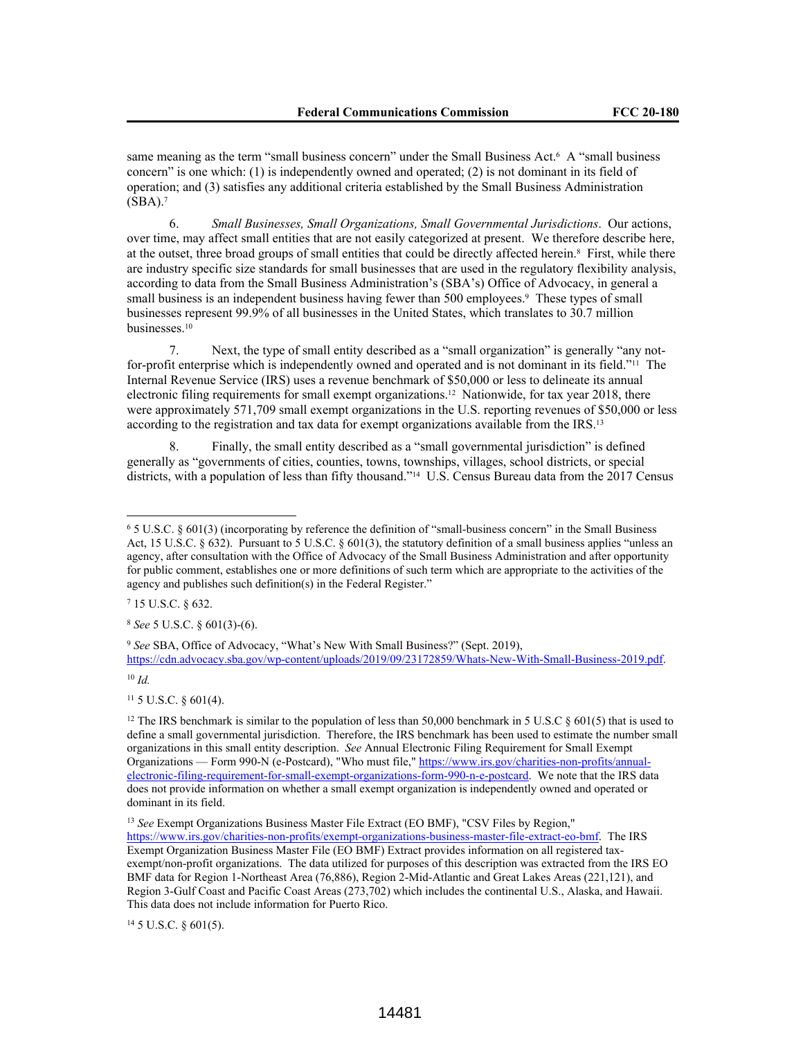same meaning as the term "small business concern" under the Small Business Act.[6] A "small business concern" is one which: (1) is independently owned and operated; (2) is not dominant in its field of operation; and (3) satisfies any additional criteria established by the Small Business Administration (SBA).[7]

6. *Small Businesses, Small Organizations, Small Governmental Jurisdictions*. Our actions, over time, may affect small entities that are not easily categorized at present. We therefore describe here, at the outset, three broad groups of small entities that could be directly affected herein.[8] First, while there are industry specific size standards for small businesses that are used in the regulatory flexibility analysis, according to data from the Small Business Administration's (SBA's) Office of Advocacy, in general a small business is an independent business having fewer than 500 employees.[9] These types of small businesses represent 99.9% of all businesses in the United States, which translates to 30.7 million businesses.[10]

7. Next, the type of small entity described as a "small organization" is generally "any not-for-profit enterprise which is independently owned and operated and is not dominant in its field."[11] The Internal Revenue Service (IRS) uses a revenue benchmark of $50,000 or less to delineate its annual electronic filing requirements for small exempt organizations.[12] Nationwide, for tax year 2018, there were approximately 571,709 small exempt organizations in the U.S. reporting revenues of $50,000 or less according to the registration and tax data for exempt organizations available from the IRS.[13]

8. Finally, the small entity described as a "small governmental jurisdiction" is defined generally as "governments of cities, counties, towns, townships, villages, school districts, or special districts, with a population of less than fifty thousand."[14] U.S. Census Bureau data from the 2017 Census

---

[6] 5 U.S.C. § 601(3) (incorporating by reference the definition of "small-business concern" in the Small Business Act, 15 U.S.C. § 632). Pursuant to 5 U.S.C. § 601(3), the statutory definition of a small business applies "unless an agency, after consultation with the Office of Advocacy of the Small Business Administration and after opportunity for public comment, establishes one or more definitions of such term which are appropriate to the activities of the agency and publishes such definition(s) in the Federal Register."

[7] 15 U.S.C. § 632.

[8] *See* 5 U.S.C. § 601(3)-(6).

[9] *See* SBA, Office of Advocacy, "What's New With Small Business?" (Sept. 2019), https://cdn.advocacy.sba.gov/wp-content/uploads/2019/09/23172859/Whats-New-With-Small-Business-2019.pdf.

[10] *Id.*

[11] 5 U.S.C. § 601(4).

[12] The IRS benchmark is similar to the population of less than 50,000 benchmark in 5 U.S.C § 601(5) that is used to define a small governmental jurisdiction. Therefore, the IRS benchmark has been used to estimate the number small organizations in this small entity description. *See* Annual Electronic Filing Requirement for Small Exempt Organizations — Form 990-N (e-Postcard), "Who must file," https://www.irs.gov/charities-non-profits/annual-electronic-filing-requirement-for-small-exempt-organizations-form-990-n-e-postcard. We note that the IRS data does not provide information on whether a small exempt organization is independently owned and operated or dominant in its field.

[13] *See* Exempt Organizations Business Master File Extract (EO BMF), "CSV Files by Region," https://www.irs.gov/charities-non-profits/exempt-organizations-business-master-file-extract-eo-bmf. The IRS Exempt Organization Business Master File (EO BMF) Extract provides information on all registered tax-exempt/non-profit organizations. The data utilized for purposes of this description was extracted from the IRS EO BMF data for Region 1-Northeast Area (76,886), Region 2-Mid-Atlantic and Great Lakes Areas (221,121), and Region 3-Gulf Coast and Pacific Coast Areas (273,702) which includes the continental U.S., Alaska, and Hawaii. This data does not include information for Puerto Rico.

[14] 5 U.S.C. § 601(5).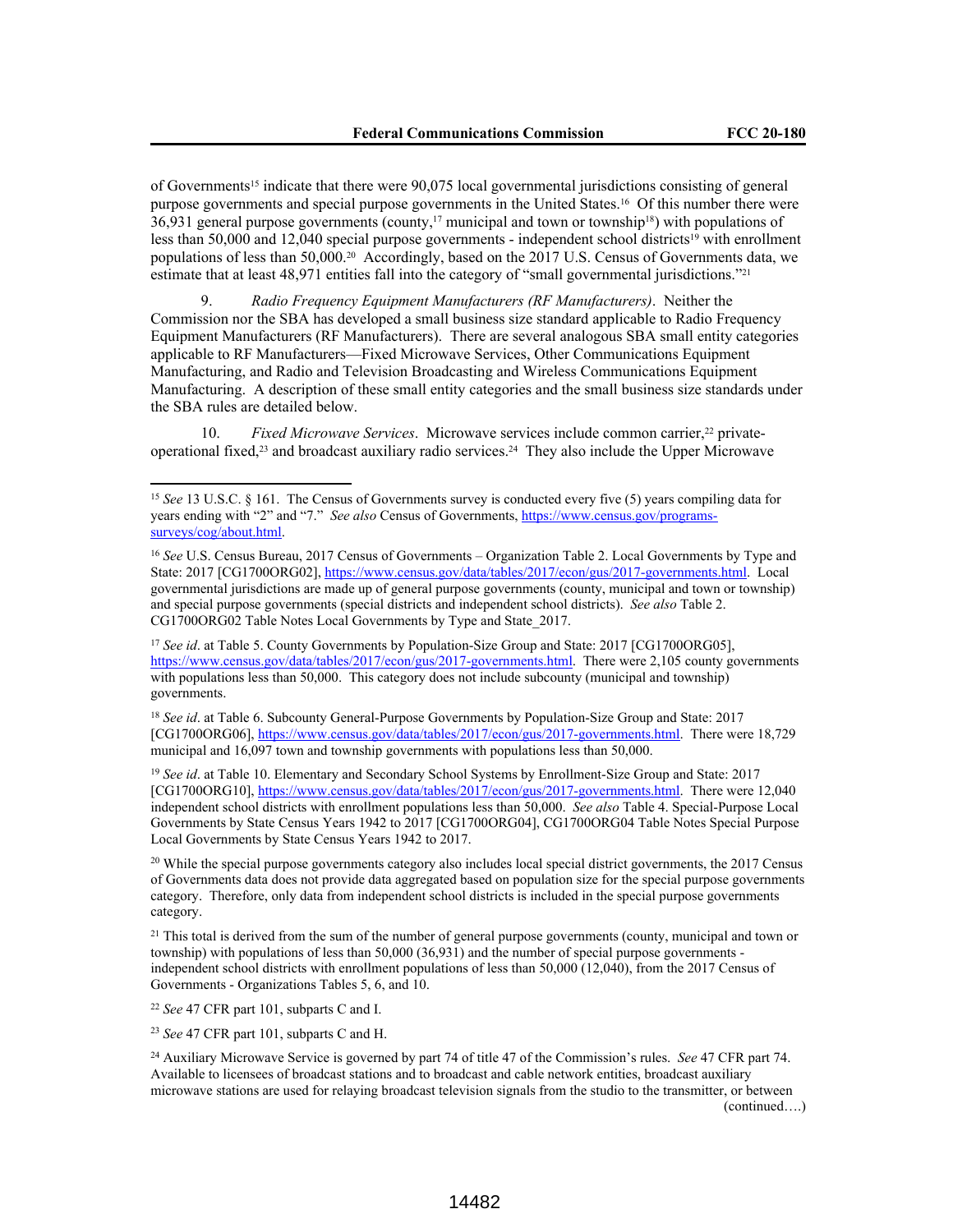of Governments[15] indicate that there were 90,075 local governmental jurisdictions consisting of general purpose governments and special purpose governments in the United States.[16] Of this number there were 36,931 general purpose governments (county,[17] municipal and town or township[18]) with populations of less than 50,000 and 12,040 special purpose governments - independent school districts[19] with enrollment populations of less than 50,000.[20] Accordingly, based on the 2017 U.S. Census of Governments data, we estimate that at least 48,971 entities fall into the category of "small governmental jurisdictions."[21]

9. *Radio Frequency Equipment Manufacturers (RF Manufacturers)*. Neither the Commission nor the SBA has developed a small business size standard applicable to Radio Frequency Equipment Manufacturers (RF Manufacturers). There are several analogous SBA small entity categories applicable to RF Manufacturers—Fixed Microwave Services, Other Communications Equipment Manufacturing, and Radio and Television Broadcasting and Wireless Communications Equipment Manufacturing. A description of these small entity categories and the small business size standards under the SBA rules are detailed below.

10. *Fixed Microwave Services*. Microwave services include common carrier,[22] private-operational fixed,[23] and broadcast auxiliary radio services.[24] They also include the Upper Microwave

---

[15] *See* 13 U.S.C. § 161. The Census of Governments survey is conducted every five (5) years compiling data for years ending with "2" and "7." *See also* Census of Governments, https://www.census.gov/programs-surveys/cog/about.html.

[16] *See* U.S. Census Bureau, 2017 Census of Governments – Organization Table 2. Local Governments by Type and State: 2017 [CG1700ORG02], https://www.census.gov/data/tables/2017/econ/gus/2017-governments.html. Local governmental jurisdictions are made up of general purpose governments (county, municipal and town or township) and special purpose governments (special districts and independent school districts). *See also* Table 2. CG1700ORG02 Table Notes Local Governments by Type and State_2017.

[17] *See id*. at Table 5. County Governments by Population-Size Group and State: 2017 [CG1700ORG05], https://www.census.gov/data/tables/2017/econ/gus/2017-governments.html. There were 2,105 county governments with populations less than 50,000. This category does not include subcounty (municipal and township) governments.

[18] *See id*. at Table 6. Subcounty General-Purpose Governments by Population-Size Group and State: 2017 [CG1700ORG06], https://www.census.gov/data/tables/2017/econ/gus/2017-governments.html. There were 18,729 municipal and 16,097 town and township governments with populations less than 50,000.

[19] *See id*. at Table 10. Elementary and Secondary School Systems by Enrollment-Size Group and State: 2017 [CG1700ORG10], https://www.census.gov/data/tables/2017/econ/gus/2017-governments.html. There were 12,040 independent school districts with enrollment populations less than 50,000. *See also* Table 4. Special-Purpose Local Governments by State Census Years 1942 to 2017 [CG1700ORG04], CG1700ORG04 Table Notes Special Purpose Local Governments by State Census Years 1942 to 2017.

[20] While the special purpose governments category also includes local special district governments, the 2017 Census of Governments data does not provide data aggregated based on population size for the special purpose governments category. Therefore, only data from independent school districts is included in the special purpose governments category.

[21] This total is derived from the sum of the number of general purpose governments (county, municipal and town or township) with populations of less than 50,000 (36,931) and the number of special purpose governments - independent school districts with enrollment populations of less than 50,000 (12,040), from the 2017 Census of Governments - Organizations Tables 5, 6, and 10.

[22] *See* 47 CFR part 101, subparts C and I.

[23] *See* 47 CFR part 101, subparts C and H.

[24] Auxiliary Microwave Service is governed by part 74 of title 47 of the Commission's rules. *See* 47 CFR part 74. Available to licensees of broadcast stations and to broadcast and cable network entities, broadcast auxiliary microwave stations are used for relaying broadcast television signals from the studio to the transmitter, or between (continued….)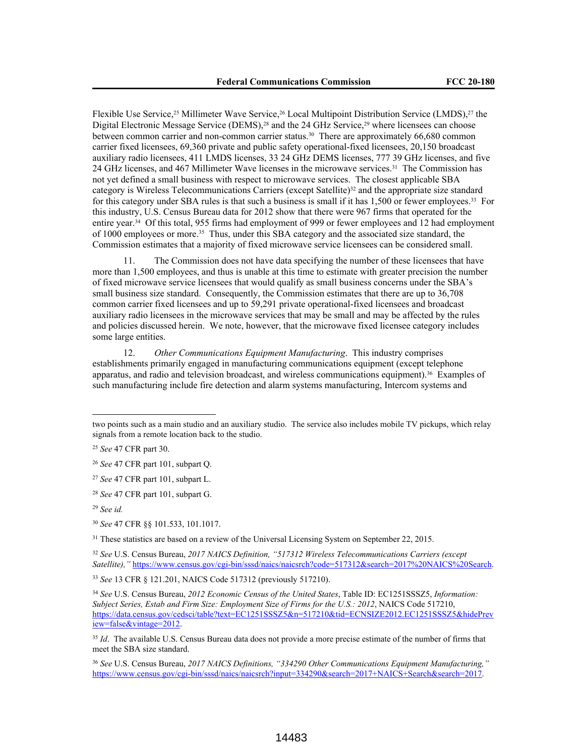Flexible Use Service,[25] Millimeter Wave Service,[26] Local Multipoint Distribution Service (LMDS),[27] the Digital Electronic Message Service (DEMS),[28] and the 24 GHz Service,[29] where licensees can choose between common carrier and non-common carrier status.[30] There are approximately 66,680 common carrier fixed licensees, 69,360 private and public safety operational-fixed licensees, 20,150 broadcast auxiliary radio licensees, 411 LMDS licenses, 33 24 GHz DEMS licenses, 777 39 GHz licenses, and five 24 GHz licenses, and 467 Millimeter Wave licenses in the microwave services.[31] The Commission has not yet defined a small business with respect to microwave services. The closest applicable SBA category is Wireless Telecommunications Carriers (except Satellite)[32] and the appropriate size standard for this category under SBA rules is that such a business is small if it has 1,500 or fewer employees.[33] For this industry, U.S. Census Bureau data for 2012 show that there were 967 firms that operated for the entire year.[34] Of this total, 955 firms had employment of 999 or fewer employees and 12 had employment of 1000 employees or more.[35] Thus, under this SBA category and the associated size standard, the Commission estimates that a majority of fixed microwave service licensees can be considered small.

11. The Commission does not have data specifying the number of these licensees that have more than 1,500 employees, and thus is unable at this time to estimate with greater precision the number of fixed microwave service licensees that would qualify as small business concerns under the SBA's small business size standard. Consequently, the Commission estimates that there are up to 36,708 common carrier fixed licensees and up to 59,291 private operational-fixed licensees and broadcast auxiliary radio licensees in the microwave services that may be small and may be affected by the rules and policies discussed herein. We note, however, that the microwave fixed licensee category includes some large entities.

12. *Other Communications Equipment Manufacturing*. This industry comprises establishments primarily engaged in manufacturing communications equipment (except telephone apparatus, and radio and television broadcast, and wireless communications equipment).[36] Examples of such manufacturing include fire detection and alarm systems manufacturing, Intercom systems and

---

two points such as a main studio and an auxiliary studio. The service also includes mobile TV pickups, which relay signals from a remote location back to the studio.

[25] *See* 47 CFR part 30.

[26] *See* 47 CFR part 101, subpart Q.

[27] *See* 47 CFR part 101, subpart L.

[28] *See* 47 CFR part 101, subpart G.

[29] *See id.*

[30] *See* 47 CFR §§ 101.533, 101.1017.

[31] These statistics are based on a review of the Universal Licensing System on September 22, 2015.

[32] *See* U.S. Census Bureau, *2017 NAICS Definition, "517312 Wireless Telecommunications Carriers (except Satellite),"* https://www.census.gov/cgi-bin/sssd/naics/naicsrch?code=517312&search=2017%20NAICS%20Search.

[33] *See* 13 CFR § 121.201, NAICS Code 517312 (previously 517210).

[34] *See* U.S. Census Bureau, *2012 Economic Census of the United States*, Table ID: EC1251SSSZ5, *Information: Subject Series, Estab and Firm Size: Employment Size of Firms for the U.S.: 2012*, NAICS Code 517210, https://data.census.gov/cedsci/table?text=EC1251SSSZ5&n=517210&tid=ECNSIZE2012.EC1251SSSZ5&hidePreview=false&vintage=2012.

[35] *Id*. The available U.S. Census Bureau data does not provide a more precise estimate of the number of firms that meet the SBA size standard.

[36] *See* U.S. Census Bureau, *2017 NAICS Definitions, "334290 Other Communications Equipment Manufacturing,"* https://www.census.gov/cgi-bin/sssd/naics/naicsrch?input=334290&search=2017+NAICS+Search&search=2017.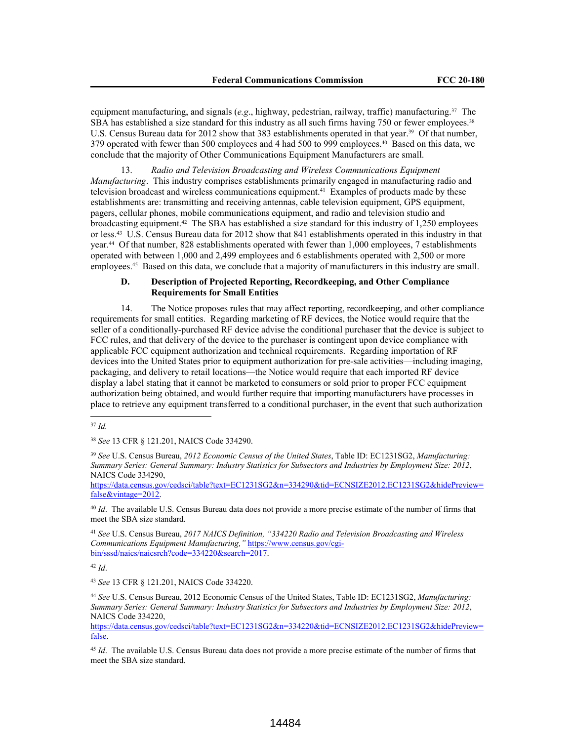equipment manufacturing, and signals (*e.g*., highway, pedestrian, railway, traffic) manufacturing.[37] The SBA has established a size standard for this industry as all such firms having 750 or fewer employees.[38] U.S. Census Bureau data for 2012 show that 383 establishments operated in that year.[39] Of that number, 379 operated with fewer than 500 employees and 4 had 500 to 999 employees.[40] Based on this data, we conclude that the majority of Other Communications Equipment Manufacturers are small.

13. *Radio and Television Broadcasting and Wireless Communications Equipment Manufacturing*. This industry comprises establishments primarily engaged in manufacturing radio and television broadcast and wireless communications equipment.[41] Examples of products made by these establishments are: transmitting and receiving antennas, cable television equipment, GPS equipment, pagers, cellular phones, mobile communications equipment, and radio and television studio and broadcasting equipment.[42] The SBA has established a size standard for this industry of 1,250 employees or less.[43] U.S. Census Bureau data for 2012 show that 841 establishments operated in this industry in that year.[44] Of that number, 828 establishments operated with fewer than 1,000 employees, 7 establishments operated with between 1,000 and 2,499 employees and 6 establishments operated with 2,500 or more employees.[45] Based on this data, we conclude that a majority of manufacturers in this industry are small.

### D. Description of Projected Reporting, Recordkeeping, and Other Compliance Requirements for Small Entities

14. The Notice proposes rules that may affect reporting, recordkeeping, and other compliance requirements for small entities. Regarding marketing of RF devices, the Notice would require that the seller of a conditionally-purchased RF device advise the conditional purchaser that the device is subject to FCC rules, and that delivery of the device to the purchaser is contingent upon device compliance with applicable FCC equipment authorization and technical requirements. Regarding importation of RF devices into the United States prior to equipment authorization for pre-sale activities—including imaging, packaging, and delivery to retail locations—the Notice would require that each imported RF device display a label stating that it cannot be marketed to consumers or sold prior to proper FCC equipment authorization being obtained, and would further require that importing manufacturers have processes in place to retrieve any equipment transferred to a conditional purchaser, in the event that such authorization

---

[37] *Id.*

[38] *See* 13 CFR § 121.201, NAICS Code 334290.

[39] *See* U.S. Census Bureau, *2012 Economic Census of the United States*, Table ID: EC1231SG2, *Manufacturing: Summary Series: General Summary: Industry Statistics for Subsectors and Industries by Employment Size: 2012*, NAICS Code 334290, https://data.census.gov/cedsci/table?text=EC1231SG2&n=334290&tid=ECNSIZE2012.EC1231SG2&hidePreview=false&vintage=2012.

[40] *Id*. The available U.S. Census Bureau data does not provide a more precise estimate of the number of firms that meet the SBA size standard.

[41] *See* U.S. Census Bureau, *2017 NAICS Definition, "334220 Radio and Television Broadcasting and Wireless Communications Equipment Manufacturing,"* https://www.census.gov/cgi-bin/sssd/naics/naicsrch?code=334220&search=2017.

[42] *Id*.

[43] *See* 13 CFR § 121.201, NAICS Code 334220.

[44] *See* U.S. Census Bureau, 2012 Economic Census of the United States, Table ID: EC1231SG2, *Manufacturing: Summary Series: General Summary: Industry Statistics for Subsectors and Industries by Employment Size: 2012*, NAICS Code 334220, https://data.census.gov/cedsci/table?text=EC1231SG2&n=334220&tid=ECNSIZE2012.EC1231SG2&hidePreview=false.

[45] *Id*. The available U.S. Census Bureau data does not provide a more precise estimate of the number of firms that meet the SBA size standard.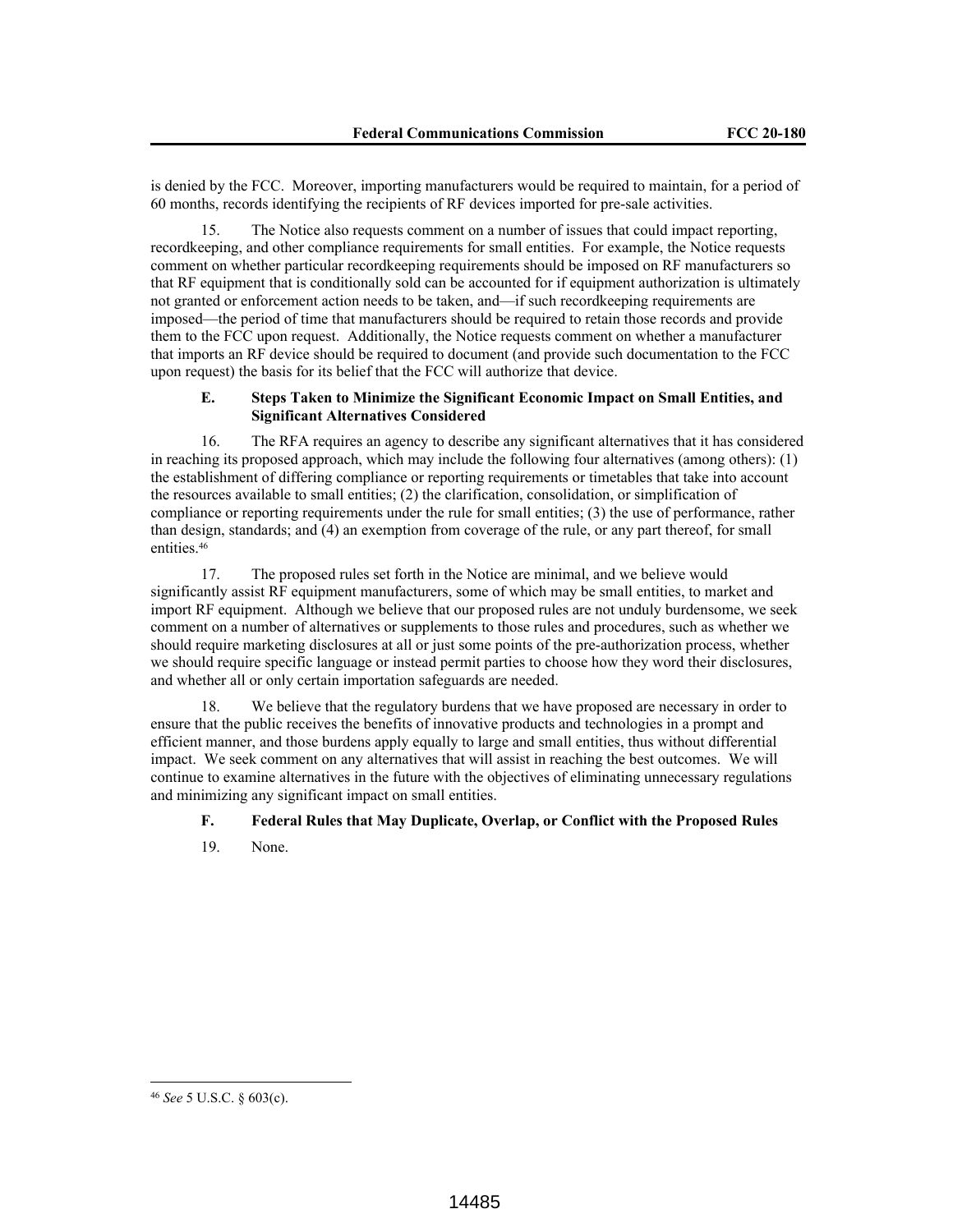is denied by the FCC. Moreover, importing manufacturers would be required to maintain, for a period of 60 months, records identifying the recipients of RF devices imported for pre-sale activities.

15. The Notice also requests comment on a number of issues that could impact reporting, recordkeeping, and other compliance requirements for small entities. For example, the Notice requests comment on whether particular recordkeeping requirements should be imposed on RF manufacturers so that RF equipment that is conditionally sold can be accounted for if equipment authorization is ultimately not granted or enforcement action needs to be taken, and—if such recordkeeping requirements are imposed—the period of time that manufacturers should be required to retain those records and provide them to the FCC upon request. Additionally, the Notice requests comment on whether a manufacturer that imports an RF device should be required to document (and provide such documentation to the FCC upon request) the basis for its belief that the FCC will authorize that device.

### E. Steps Taken to Minimize the Significant Economic Impact on Small Entities, and Significant Alternatives Considered

16. The RFA requires an agency to describe any significant alternatives that it has considered in reaching its proposed approach, which may include the following four alternatives (among others): (1) the establishment of differing compliance or reporting requirements or timetables that take into account the resources available to small entities; (2) the clarification, consolidation, or simplification of compliance or reporting requirements under the rule for small entities; (3) the use of performance, rather than design, standards; and (4) an exemption from coverage of the rule, or any part thereof, for small entities.[46]

17. The proposed rules set forth in the Notice are minimal, and we believe would significantly assist RF equipment manufacturers, some of which may be small entities, to market and import RF equipment. Although we believe that our proposed rules are not unduly burdensome, we seek comment on a number of alternatives or supplements to those rules and procedures, such as whether we should require marketing disclosures at all or just some points of the pre-authorization process, whether we should require specific language or instead permit parties to choose how they word their disclosures, and whether all or only certain importation safeguards are needed.

18. We believe that the regulatory burdens that we have proposed are necessary in order to ensure that the public receives the benefits of innovative products and technologies in a prompt and efficient manner, and those burdens apply equally to large and small entities, thus without differential impact. We seek comment on any alternatives that will assist in reaching the best outcomes. We will continue to examine alternatives in the future with the objectives of eliminating unnecessary regulations and minimizing any significant impact on small entities.

### F. Federal Rules that May Duplicate, Overlap, or Conflict with the Proposed Rules

19. None.

---

[46] *See* 5 U.S.C. § 603(c).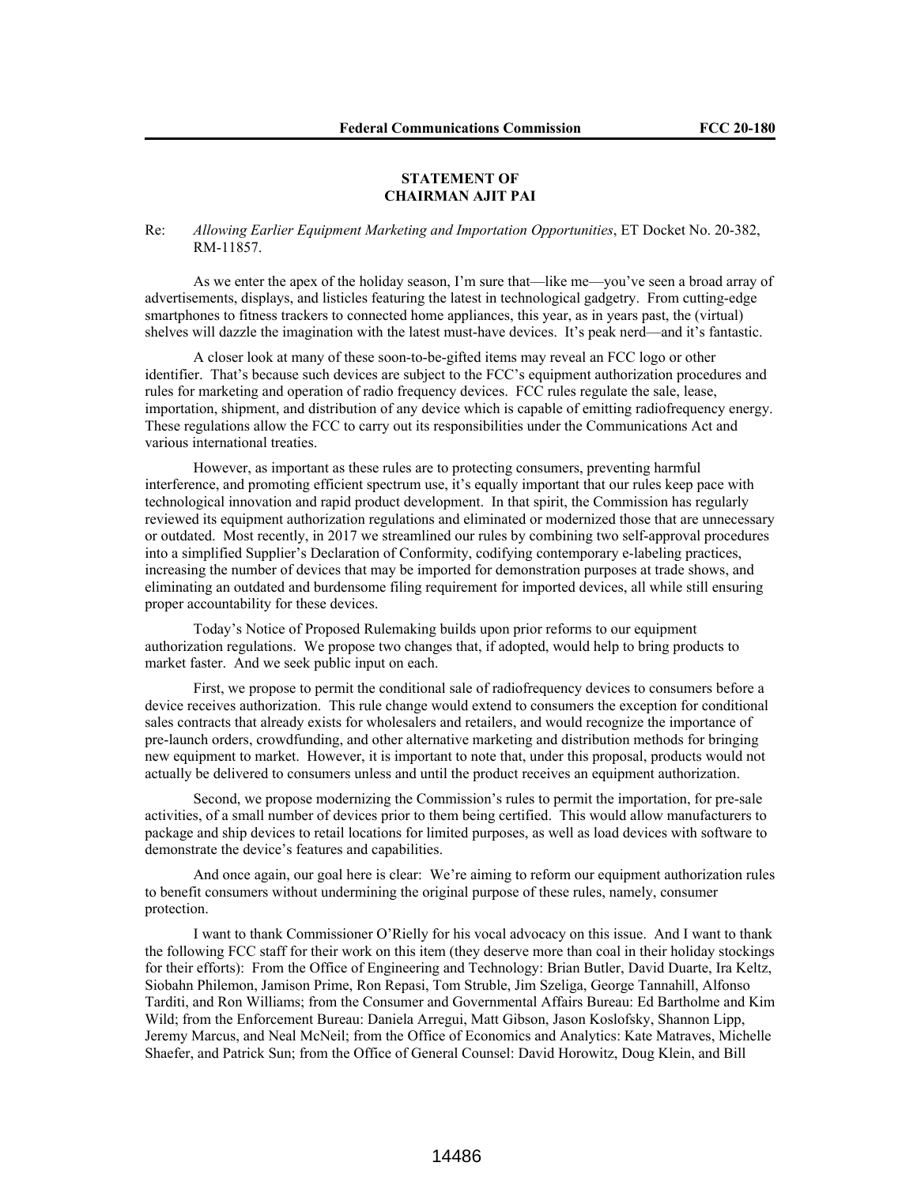**STATEMENT OF**
**CHAIRMAN AJIT PAI**

Re: *Allowing Earlier Equipment Marketing and Importation Opportunities*, ET Docket No. 20-382, RM-11857.

As we enter the apex of the holiday season, I'm sure that—like me—you've seen a broad array of advertisements, displays, and listicles featuring the latest in technological gadgetry. From cutting-edge smartphones to fitness trackers to connected home appliances, this year, as in years past, the (virtual) shelves will dazzle the imagination with the latest must-have devices. It's peak nerd—and it's fantastic.

A closer look at many of these soon-to-be-gifted items may reveal an FCC logo or other identifier. That's because such devices are subject to the FCC's equipment authorization procedures and rules for marketing and operation of radio frequency devices. FCC rules regulate the sale, lease, importation, shipment, and distribution of any device which is capable of emitting radiofrequency energy. These regulations allow the FCC to carry out its responsibilities under the Communications Act and various international treaties.

However, as important as these rules are to protecting consumers, preventing harmful interference, and promoting efficient spectrum use, it's equally important that our rules keep pace with technological innovation and rapid product development. In that spirit, the Commission has regularly reviewed its equipment authorization regulations and eliminated or modernized those that are unnecessary or outdated. Most recently, in 2017 we streamlined our rules by combining two self-approval procedures into a simplified Supplier's Declaration of Conformity, codifying contemporary e-labeling practices, increasing the number of devices that may be imported for demonstration purposes at trade shows, and eliminating an outdated and burdensome filing requirement for imported devices, all while still ensuring proper accountability for these devices.

Today's Notice of Proposed Rulemaking builds upon prior reforms to our equipment authorization regulations. We propose two changes that, if adopted, would help to bring products to market faster. And we seek public input on each.

First, we propose to permit the conditional sale of radiofrequency devices to consumers before a device receives authorization. This rule change would extend to consumers the exception for conditional sales contracts that already exists for wholesalers and retailers, and would recognize the importance of pre-launch orders, crowdfunding, and other alternative marketing and distribution methods for bringing new equipment to market. However, it is important to note that, under this proposal, products would not actually be delivered to consumers unless and until the product receives an equipment authorization.

Second, we propose modernizing the Commission's rules to permit the importation, for pre-sale activities, of a small number of devices prior to them being certified. This would allow manufacturers to package and ship devices to retail locations for limited purposes, as well as load devices with software to demonstrate the device's features and capabilities.

And once again, our goal here is clear: We're aiming to reform our equipment authorization rules to benefit consumers without undermining the original purpose of these rules, namely, consumer protection.

I want to thank Commissioner O'Rielly for his vocal advocacy on this issue. And I want to thank the following FCC staff for their work on this item (they deserve more than coal in their holiday stockings for their efforts): From the Office of Engineering and Technology: Brian Butler, David Duarte, Ira Keltz, Siobahn Philemon, Jamison Prime, Ron Repasi, Tom Struble, Jim Szeliga, George Tannahill, Alfonso Tarditi, and Ron Williams; from the Consumer and Governmental Affairs Bureau: Ed Bartholme and Kim Wild; from the Enforcement Bureau: Daniela Arregui, Matt Gibson, Jason Koslofsky, Shannon Lipp, Jeremy Marcus, and Neal McNeil; from the Office of Economics and Analytics: Kate Matraves, Michelle Shaefer, and Patrick Sun; from the Office of General Counsel: David Horowitz, Doug Klein, and Bill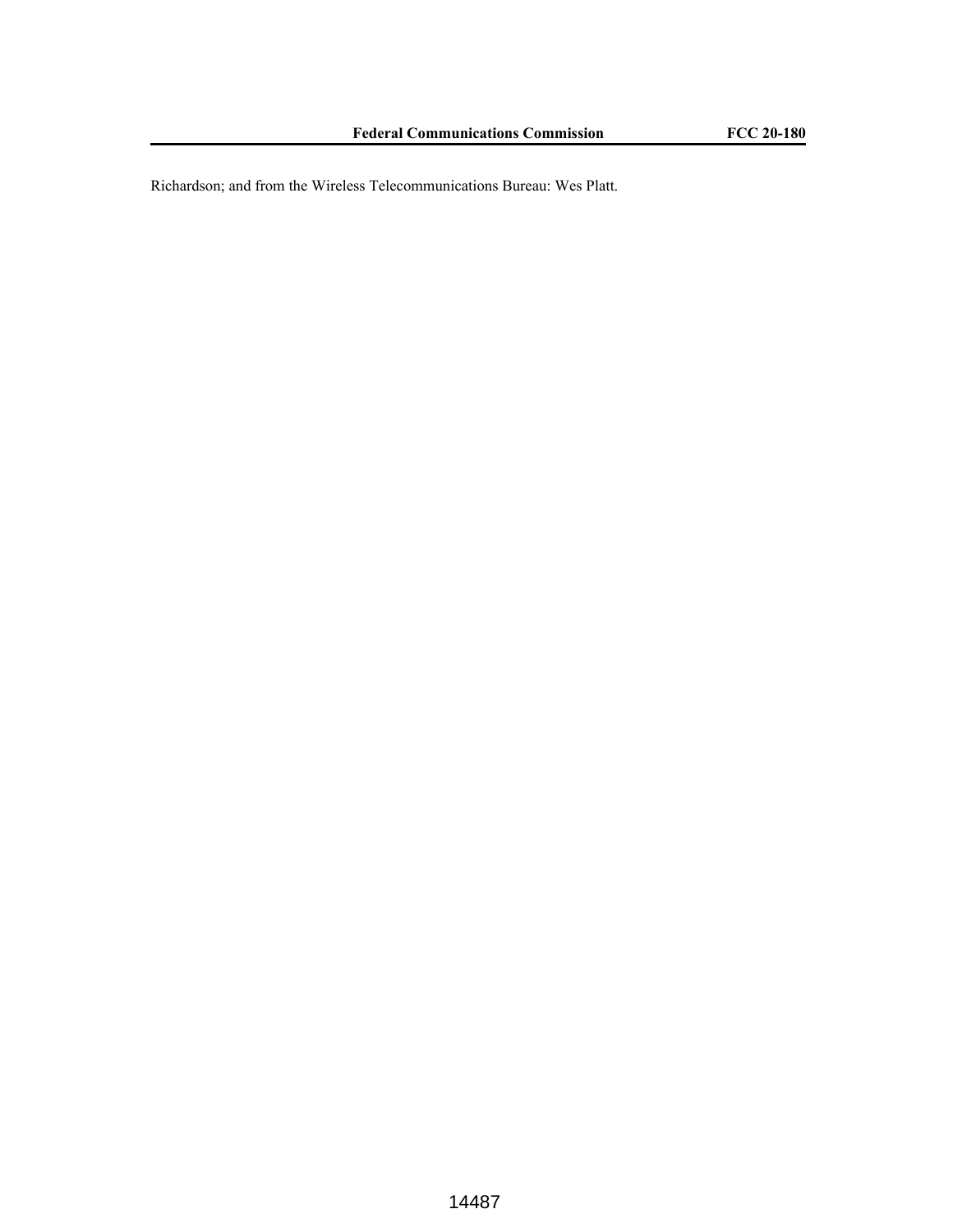Richardson; and from the Wireless Telecommunications Bureau: Wes Platt.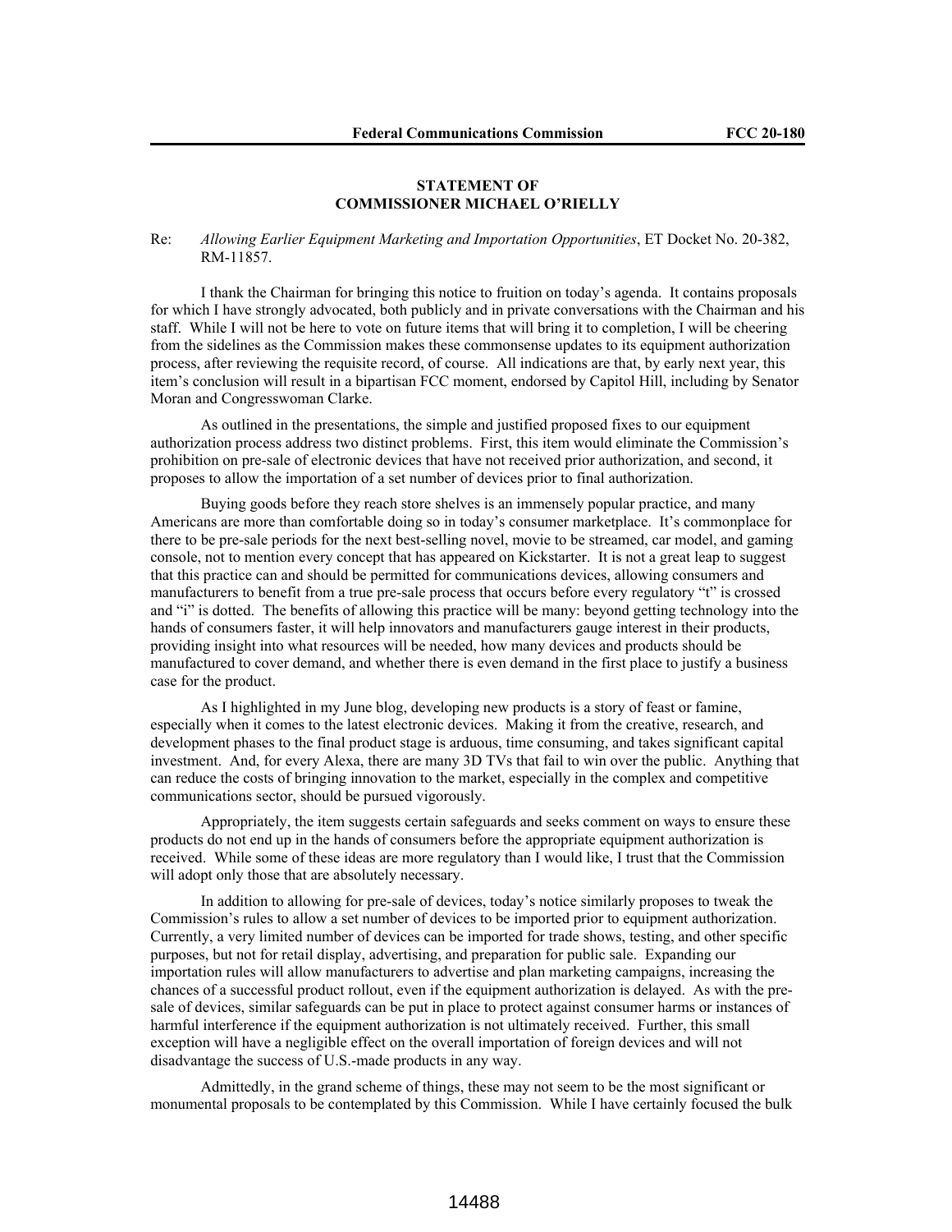**STATEMENT OF**
**COMMISSIONER MICHAEL O'RIELLY**

Re: *Allowing Earlier Equipment Marketing and Importation Opportunities*, ET Docket No. 20-382, RM-11857.

I thank the Chairman for bringing this notice to fruition on today's agenda. It contains proposals for which I have strongly advocated, both publicly and in private conversations with the Chairman and his staff. While I will not be here to vote on future items that will bring it to completion, I will be cheering from the sidelines as the Commission makes these commonsense updates to its equipment authorization process, after reviewing the requisite record, of course. All indications are that, by early next year, this item's conclusion will result in a bipartisan FCC moment, endorsed by Capitol Hill, including by Senator Moran and Congresswoman Clarke.

As outlined in the presentations, the simple and justified proposed fixes to our equipment authorization process address two distinct problems. First, this item would eliminate the Commission's prohibition on pre-sale of electronic devices that have not received prior authorization, and second, it proposes to allow the importation of a set number of devices prior to final authorization.

Buying goods before they reach store shelves is an immensely popular practice, and many Americans are more than comfortable doing so in today's consumer marketplace. It's commonplace for there to be pre-sale periods for the next best-selling novel, movie to be streamed, car model, and gaming console, not to mention every concept that has appeared on Kickstarter. It is not a great leap to suggest that this practice can and should be permitted for communications devices, allowing consumers and manufacturers to benefit from a true pre-sale process that occurs before every regulatory "t" is crossed and "i" is dotted. The benefits of allowing this practice will be many: beyond getting technology into the hands of consumers faster, it will help innovators and manufacturers gauge interest in their products, providing insight into what resources will be needed, how many devices and products should be manufactured to cover demand, and whether there is even demand in the first place to justify a business case for the product.

As I highlighted in my June blog, developing new products is a story of feast or famine, especially when it comes to the latest electronic devices. Making it from the creative, research, and development phases to the final product stage is arduous, time consuming, and takes significant capital investment. And, for every Alexa, there are many 3D TVs that fail to win over the public. Anything that can reduce the costs of bringing innovation to the market, especially in the complex and competitive communications sector, should be pursued vigorously.

Appropriately, the item suggests certain safeguards and seeks comment on ways to ensure these products do not end up in the hands of consumers before the appropriate equipment authorization is received. While some of these ideas are more regulatory than I would like, I trust that the Commission will adopt only those that are absolutely necessary.

In addition to allowing for pre-sale of devices, today's notice similarly proposes to tweak the Commission's rules to allow a set number of devices to be imported prior to equipment authorization. Currently, a very limited number of devices can be imported for trade shows, testing, and other specific purposes, but not for retail display, advertising, and preparation for public sale. Expanding our importation rules will allow manufacturers to advertise and plan marketing campaigns, increasing the chances of a successful product rollout, even if the equipment authorization is delayed. As with the pre-sale of devices, similar safeguards can be put in place to protect against consumer harms or instances of harmful interference if the equipment authorization is not ultimately received. Further, this small exception will have a negligible effect on the overall importation of foreign devices and will not disadvantage the success of U.S.-made products in any way.

Admittedly, in the grand scheme of things, these may not seem to be the most significant or monumental proposals to be contemplated by this Commission. While I have certainly focused the bulk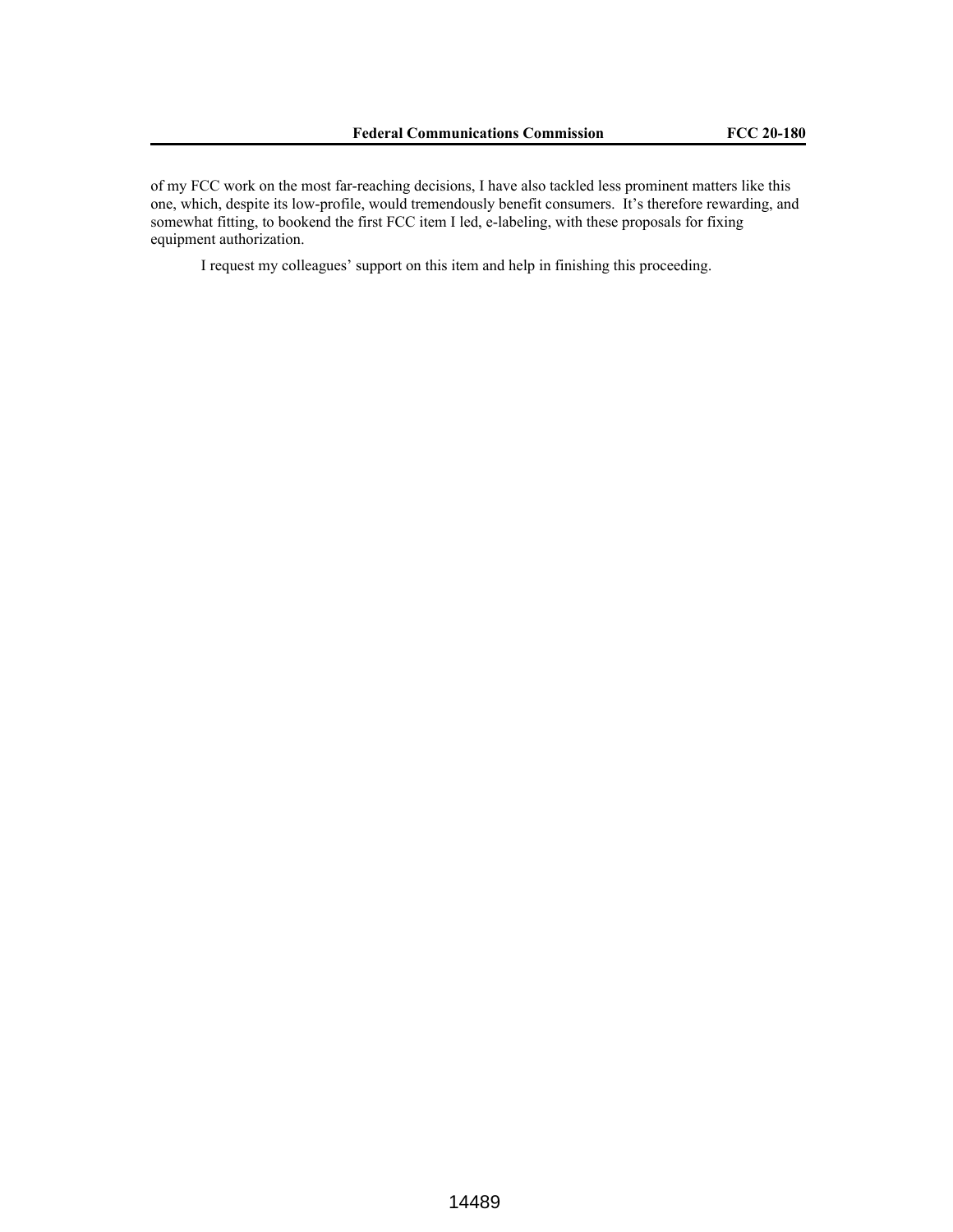of my FCC work on the most far-reaching decisions, I have also tackled less prominent matters like this one, which, despite its low-profile, would tremendously benefit consumers. It's therefore rewarding, and somewhat fitting, to bookend the first FCC item I led, e-labeling, with these proposals for fixing equipment authorization.

I request my colleagues' support on this item and help in finishing this proceeding.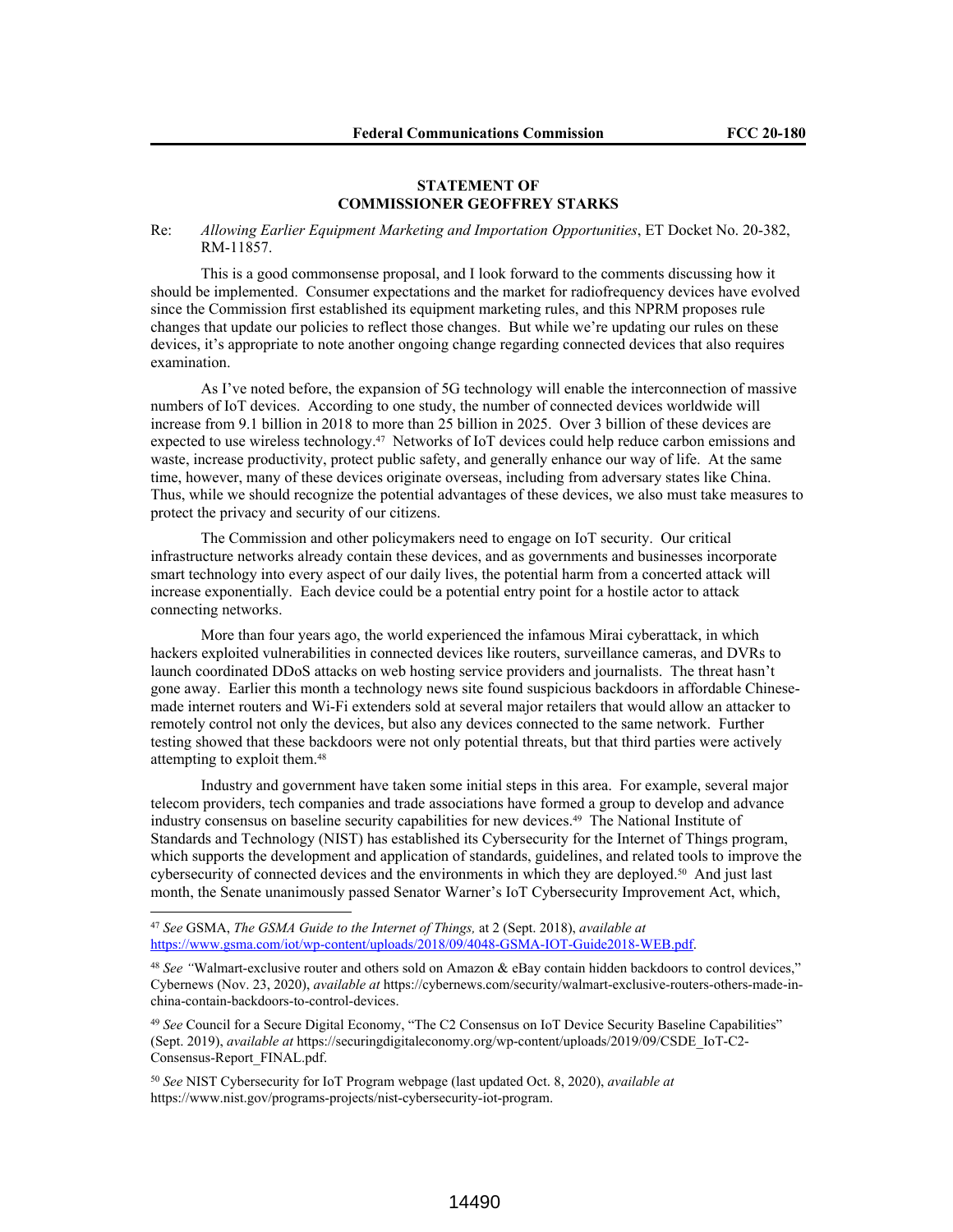## STATEMENT OF COMMISSIONER GEOFFREY STARKS

Re: *Allowing Earlier Equipment Marketing and Importation Opportunities*, ET Docket No. 20-382, RM-11857.

This is a good commonsense proposal, and I look forward to the comments discussing how it should be implemented. Consumer expectations and the market for radiofrequency devices have evolved since the Commission first established its equipment marketing rules, and this NPRM proposes rule changes that update our policies to reflect those changes. But while we're updating our rules on these devices, it's appropriate to note another ongoing change regarding connected devices that also requires examination.

As I've noted before, the expansion of 5G technology will enable the interconnection of massive numbers of IoT devices. According to one study, the number of connected devices worldwide will increase from 9.1 billion in 2018 to more than 25 billion in 2025. Over 3 billion of these devices are expected to use wireless technology.[47] Networks of IoT devices could help reduce carbon emissions and waste, increase productivity, protect public safety, and generally enhance our way of life. At the same time, however, many of these devices originate overseas, including from adversary states like China. Thus, while we should recognize the potential advantages of these devices, we also must take measures to protect the privacy and security of our citizens.

The Commission and other policymakers need to engage on IoT security. Our critical infrastructure networks already contain these devices, and as governments and businesses incorporate smart technology into every aspect of our daily lives, the potential harm from a concerted attack will increase exponentially. Each device could be a potential entry point for a hostile actor to attack connecting networks.

More than four years ago, the world experienced the infamous Mirai cyberattack, in which hackers exploited vulnerabilities in connected devices like routers, surveillance cameras, and DVRs to launch coordinated DDoS attacks on web hosting service providers and journalists. The threat hasn't gone away. Earlier this month a technology news site found suspicious backdoors in affordable Chinese-made internet routers and Wi-Fi extenders sold at several major retailers that would allow an attacker to remotely control not only the devices, but also any devices connected to the same network. Further testing showed that these backdoors were not only potential threats, but that third parties were actively attempting to exploit them.[48]

Industry and government have taken some initial steps in this area. For example, several major telecom providers, tech companies and trade associations have formed a group to develop and advance industry consensus on baseline security capabilities for new devices.[49] The National Institute of Standards and Technology (NIST) has established its Cybersecurity for the Internet of Things program, which supports the development and application of standards, guidelines, and related tools to improve the cybersecurity of connected devices and the environments in which they are deployed.[50] And just last month, the Senate unanimously passed Senator Warner's IoT Cybersecurity Improvement Act, which,

---

[47] *See* GSMA, *The GSMA Guide to the Internet of Things,* at 2 (Sept. 2018), *available at* https://www.gsma.com/iot/wp-content/uploads/2018/09/4048-GSMA-IOT-Guide2018-WEB.pdf.

[48] *See* "Walmart-exclusive router and others sold on Amazon & eBay contain hidden backdoors to control devices," Cybernews (Nov. 23, 2020), *available at* https://cybernews.com/security/walmart-exclusive-routers-others-made-in-china-contain-backdoors-to-control-devices.

[49] *See* Council for a Secure Digital Economy, "The C2 Consensus on IoT Device Security Baseline Capabilities" (Sept. 2019), *available at* https://securingdigitaleconomy.org/wp-content/uploads/2019/09/CSDE_IoT-C2-Consensus-Report_FINAL.pdf.

[50] *See* NIST Cybersecurity for IoT Program webpage (last updated Oct. 8, 2020), *available at* https://www.nist.gov/programs-projects/nist-cybersecurity-iot-program.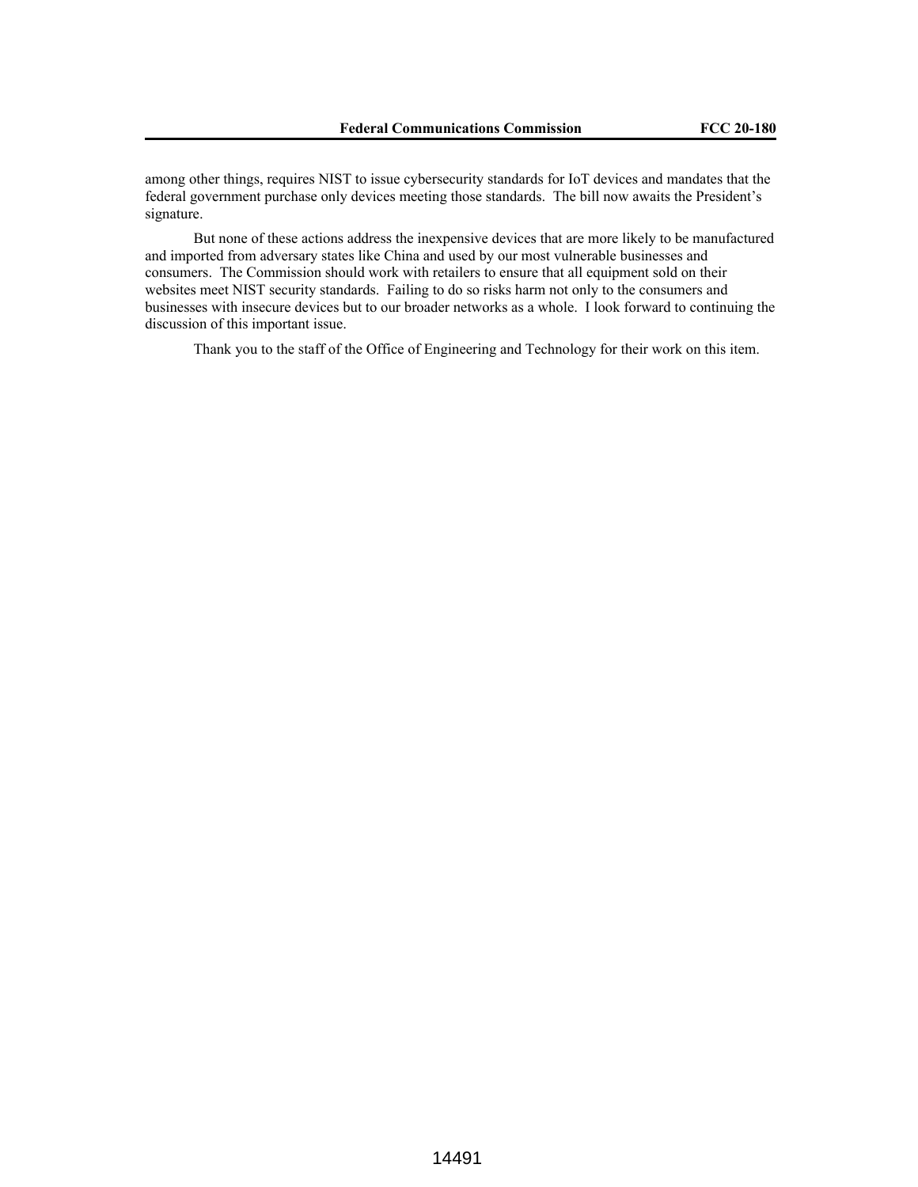among other things, requires NIST to issue cybersecurity standards for IoT devices and mandates that the federal government purchase only devices meeting those standards. The bill now awaits the President's signature.

But none of these actions address the inexpensive devices that are more likely to be manufactured and imported from adversary states like China and used by our most vulnerable businesses and consumers. The Commission should work with retailers to ensure that all equipment sold on their websites meet NIST security standards. Failing to do so risks harm not only to the consumers and businesses with insecure devices but to our broader networks as a whole. I look forward to continuing the discussion of this important issue.

Thank you to the staff of the Office of Engineering and Technology for their work on this item.